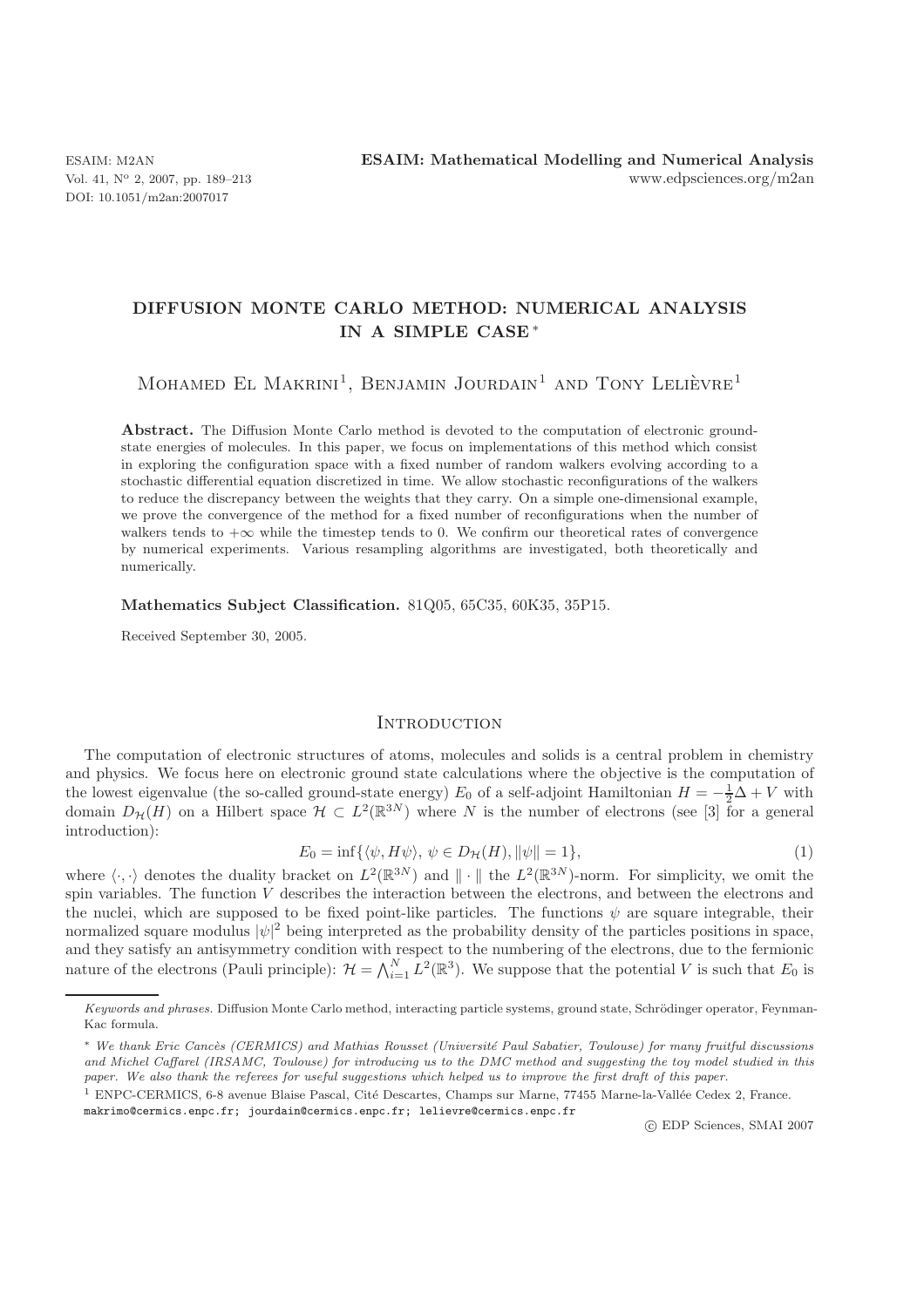# DIFFUSION MONTE CARLO METHOD: NUMERICAL ANALYSIS IN A SIMPLE CASE *

Mohamed El Makrini[1], Benjamin Jourdain[1] and Tony Lelièvre[1]

**Abstract.** The Diffusion Monte Carlo method is devoted to the computation of electronic ground-state energies of molecules. In this paper, we focus on implementations of this method which consist in exploring the configuration space with a fixed number of random walkers evolving according to a stochastic differential equation discretized in time. We allow stochastic reconfigurations of the walkers to reduce the discrepancy between the weights that they carry. On a simple one-dimensional example, we prove the convergence of the method for a fixed number of reconfigurations when the number of walkers tends to $+\infty$ while the timestep tends to 0. We confirm our theoretical rates of convergence by numerical experiments. Various resampling algorithms are investigated, both theoretically and numerically.

**Mathematics Subject Classification.** 81Q05, 65C35, 60K35, 35P15.

Received September 30, 2005.

## Introduction

The computation of electronic structures of atoms, molecules and solids is a central problem in chemistry and physics. We focus here on electronic ground state calculations where the objective is the computation of the lowest eigenvalue (the so-called ground-state energy) $E_0$ of a self-adjoint Hamiltonian $H = -\frac{1}{2}\Delta + V$ with domain $D_{\mathcal{H}}(H)$ on a Hilbert space $\mathcal{H} \subset L^2(\mathbb{R}^{3N})$ where $N$ is the number of electrons (see [3] for a general introduction):

$$E_0 = \inf\{\langle \psi, H\psi \rangle, \, \psi \in D_{\mathcal{H}}(H), \|\psi\| = 1\}, \tag{1}$$

where $\langle \cdot, \cdot \rangle$ denotes the duality bracket on $L^2(\mathbb{R}^{3N})$ and $\| \cdot \|$ the $L^2(\mathbb{R}^{3N})$-norm. For simplicity, we omit the spin variables. The function $V$ describes the interaction between the electrons, and between the electrons and the nuclei, which are supposed to be fixed point-like particles. The functions $\psi$ are square integrable, their normalized square modulus $|\psi|^2$ being interpreted as the probability density of the particles positions in space, and they satisfy an antisymmetry condition with respect to the numbering of the electrons, due to the fermionic nature of the electrons (Pauli principle): $\mathcal{H} = \bigwedge_{i=1}^{N} L^2(\mathbb{R}^3)$. We suppose that the potential $V$ is such that $E_0$ is

---

*Keywords and phrases.* Diffusion Monte Carlo method, interacting particle systems, ground state, Schrödinger operator, Feynman-Kac formula.

\* *We thank Eric Cancès (CERMICS) and Mathias Rousset (Université Paul Sabatier, Toulouse) for many fruitful discussions and Michel Caffarel (IRSAMC, Toulouse) for introducing us to the DMC method and suggesting the toy model studied in this paper. We also thank the referees for useful suggestions which helped us to improve the first draft of this paper.*

[1] ENPC-CERMICS, 6-8 avenue Blaise Pascal, Cité Descartes, Champs sur Marne, 77455 Marne-la-Vallée Cedex 2, France. makrimo@cermics.enpc.fr; jourdain@cermics.enpc.fr; lelievre@cermics.enpc.fr

© EDP Sciences, SMAI 2007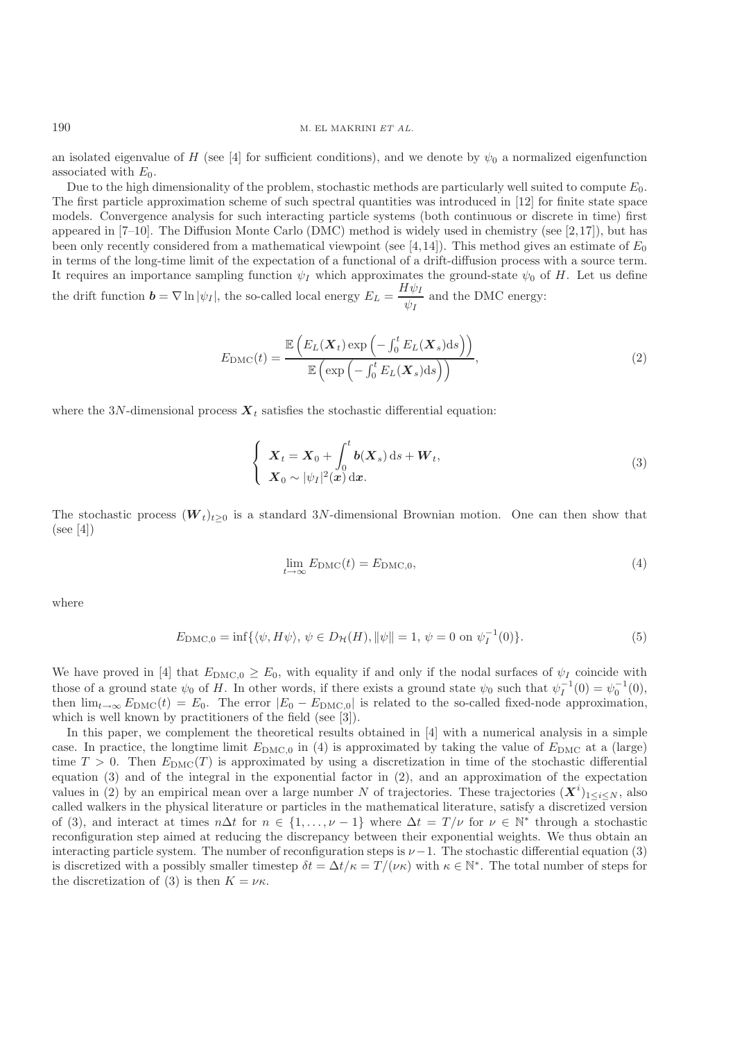an isolated eigenvalue of $H$ (see [4] for sufficient conditions), and we denote by $\psi_0$ a normalized eigenfunction associated with $E_0$.

Due to the high dimensionality of the problem, stochastic methods are particularly well suited to compute $E_0$. The first particle approximation scheme of such spectral quantities was introduced in [12] for finite state space models. Convergence analysis for such interacting particle systems (both continuous or discrete in time) first appeared in [7–10]. The Diffusion Monte Carlo (DMC) method is widely used in chemistry (see [2,17]), but has been only recently considered from a mathematical viewpoint (see [4,14]). This method gives an estimate of $E_0$ in terms of the long-time limit of the expectation of a functional of a drift-diffusion process with a source term. It requires an importance sampling function $\psi_I$ which approximates the ground-state $\psi_0$ of $H$. Let us define the drift function $\boldsymbol{b} = \nabla \ln |\psi_I|$, the so-called local energy $E_L = \dfrac{H\psi_I}{\psi_I}$ and the DMC energy:

$$E_{\mathrm{DMC}}(t) = \frac{\mathbb{E}\left( E_L(\boldsymbol{X}_t) \exp\left( -\int_0^t E_L(\boldsymbol{X}_s) \mathrm{d}s \right) \right)}{\mathbb{E}\left( \exp\left( -\int_0^t E_L(\boldsymbol{X}_s) \mathrm{d}s \right) \right)}, \tag{2}$$

where the $3N$-dimensional process $\boldsymbol{X}_t$ satisfies the stochastic differential equation:

$$\begin{cases} \boldsymbol{X}_t = \boldsymbol{X}_0 + \displaystyle\int_0^t \boldsymbol{b}(\boldsymbol{X}_s)\, \mathrm{d}s + \boldsymbol{W}_t, \\ \boldsymbol{X}_0 \sim |\psi_I|^2(\boldsymbol{x})\, \mathrm{d}\boldsymbol{x}. \end{cases} \tag{3}$$

The stochastic process $(\boldsymbol{W}_t)_{t\geq 0}$ is a standard $3N$-dimensional Brownian motion. One can then show that (see [4])

$$\lim_{t\to\infty} E_{\mathrm{DMC}}(t) = E_{\mathrm{DMC},0}, \tag{4}$$

where

$$E_{\mathrm{DMC},0} = \inf\{\langle \psi, H\psi \rangle,\ \psi \in D_{\mathcal{H}}(H), \|\psi\| = 1,\ \psi = 0 \text{ on } \psi_I^{-1}(0)\}. \tag{5}$$

We have proved in [4] that $E_{\mathrm{DMC},0} \geq E_0$, with equality if and only if the nodal surfaces of $\psi_I$ coincide with those of a ground state $\psi_0$ of $H$. In other words, if there exists a ground state $\psi_0$ such that $\psi_I^{-1}(0) = \psi_0^{-1}(0)$, then $\lim_{t\to\infty} E_{\mathrm{DMC}}(t) = E_0$. The error $|E_0 - E_{\mathrm{DMC},0}|$ is related to the so-called fixed-node approximation, which is well known by practitioners of the field (see [3]).

In this paper, we complement the theoretical results obtained in [4] with a numerical analysis in a simple case. In practice, the longtime limit $E_{\mathrm{DMC},0}$ in (4) is approximated by taking the value of $E_{\mathrm{DMC}}$ at a (large) time $T > 0$. Then $E_{\mathrm{DMC}}(T)$ is approximated by using a discretization in time of the stochastic differential equation (3) and of the integral in the exponential factor in (2), and an approximation of the expectation values in (2) by an empirical mean over a large number $N$ of trajectories. These trajectories $(\boldsymbol{X}^i)_{1\leq i\leq N}$, also called walkers in the physical literature or particles in the mathematical literature, satisfy a discretized version of (3), and interact at times $n\Delta t$ for $n \in \{1, \ldots, \nu - 1\}$ where $\Delta t = T/\nu$ for $\nu \in \mathbb{N}^*$ through a stochastic reconfiguration step aimed at reducing the discrepancy between their exponential weights. We thus obtain an interacting particle system. The number of reconfiguration steps is $\nu - 1$. The stochastic differential equation (3) is discretized with a possibly smaller timestep $\delta t = \Delta t/\kappa = T/(\nu\kappa)$ with $\kappa \in \mathbb{N}^*$. The total number of steps for the discretization of (3) is then $K = \nu\kappa$.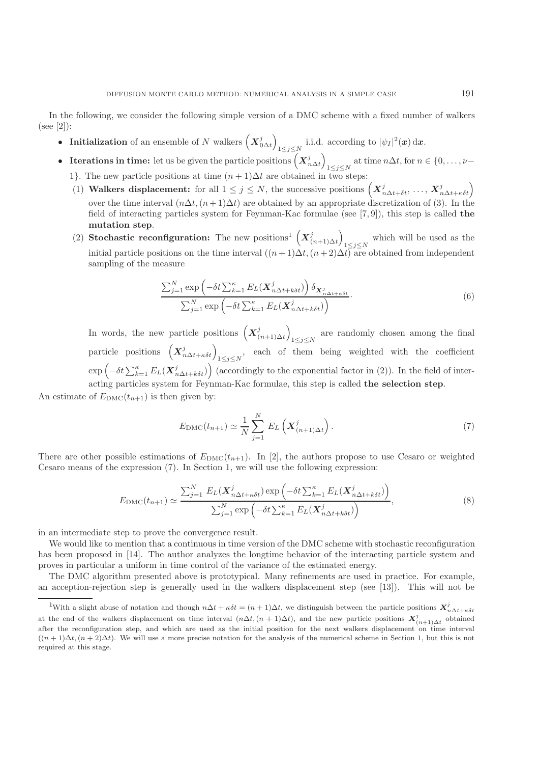In the following, we consider the following simple version of a DMC scheme with a fixed number of walkers (see [2]):

- **Initialization** of an ensemble of $N$ walkers $\left(\boldsymbol{X}^j_{0\Delta t}\right)_{1\leq j\leq N}$ i.i.d. according to $|\psi_I|^2(\boldsymbol{x})\,\mathrm{d}\boldsymbol{x}$.
- **Iterations in time:** let us be given the particle positions $\left(\boldsymbol{X}^j_{n\Delta t}\right)_{1\leq j\leq N}$ at time $n\Delta t$, for $n\in\{0,\ldots,\nu-1\}$. The new particle positions at time $(n+1)\Delta t$ are obtained in two steps:
  1. **Walkers displacement:** for all $1\leq j\leq N$, the successive positions $\left(\boldsymbol{X}^j_{n\Delta t+\delta t},\,\ldots,\,\boldsymbol{X}^j_{n\Delta t+\kappa\delta t}\right)$ over the time interval $(n\Delta t,(n+1)\Delta t)$ are obtained by an appropriate discretization of (3). In the field of interacting particles system for Feynman-Kac formulae (see [7, 9]), this step is called **the mutation step**.
  2. **Stochastic reconfiguration:** The new positions[1] $\left(\boldsymbol{X}^j_{(n+1)\Delta t}\right)_{1\leq j\leq N}$ which will be used as the initial particle positions on the time interval $((n+1)\Delta t,(n+2)\Delta t)$ are obtained from independent sampling of the measure

$$
\frac{\sum_{j=1}^N \exp\left(-\delta t\sum_{k=1}^{\kappa}E_L(\boldsymbol{X}^j_{n\Delta t+k\delta t})\right)\delta_{\boldsymbol{X}^j_{n\Delta t+\kappa\delta t}}}{\sum_{j=1}^N \exp\left(-\delta t\sum_{k=1}^{\kappa}E_L(\boldsymbol{X}^j_{n\Delta t+k\delta t})\right)}. \tag{6}
$$

     In words, the new particle positions $\left(\boldsymbol{X}^j_{(n+1)\Delta t}\right)_{1\leq j\leq N}$ are randomly chosen among the final particle positions $\left(\boldsymbol{X}^j_{n\Delta t+\kappa\delta t}\right)_{1\leq j\leq N}$, each of them being weighted with the coefficient $\exp\left(-\delta t\sum_{k=1}^{\kappa}E_L(\boldsymbol{X}^j_{n\Delta t+k\delta t})\right)$ (accordingly to the exponential factor in (2)). In the field of interacting particles system for Feynman-Kac formulae, this step is called **the selection step**.

An estimate of $E_{\mathrm{DMC}}(t_{n+1})$ is then given by:

$$
E_{\mathrm{DMC}}(t_{n+1})\simeq\frac{1}{N}\sum_{j=1}^N E_L\left(\boldsymbol{X}^j_{(n+1)\Delta t}\right). \tag{7}
$$

There are other possible estimations of $E_{\mathrm{DMC}}(t_{n+1})$. In [2], the authors propose to use Cesaro or weighted Cesaro means of the expression (7). In Section 1, we will use the following expression:

$$
E_{\mathrm{DMC}}(t_{n+1})\simeq\frac{\sum_{j=1}^N E_L(\boldsymbol{X}^j_{n\Delta t+\kappa\delta t})\exp\left(-\delta t\sum_{k=1}^{\kappa}E_L(\boldsymbol{X}^j_{n\Delta t+k\delta t})\right)}{\sum_{j=1}^N \exp\left(-\delta t\sum_{k=1}^{\kappa}E_L(\boldsymbol{X}^j_{n\Delta t+k\delta t})\right)}, \tag{8}
$$

in an intermediate step to prove the convergence result.

We would like to mention that a continuous in time version of the DMC scheme with stochastic reconfiguration has been proposed in [14]. The author analyzes the longtime behavior of the interacting particle system and proves in particular a uniform in time control of the variance of the estimated energy.

The DMC algorithm presented above is prototypical. Many refinements are used in practice. For example, an acception-rejection step is generally used in the walkers displacement step (see [13]). This will not be

[1] With a slight abuse of notation and though $n\Delta t+\kappa\delta t=(n+1)\Delta t$, we distinguish between the particle positions $\boldsymbol{X}^j_{n\Delta t+\kappa\delta t}$ at the end of the walkers displacement on time interval $(n\Delta t,(n+1)\Delta t)$, and the new particle positions $\boldsymbol{X}^j_{(n+1)\Delta t}$ obtained after the reconfiguration step, and which are used as the initial position for the next walkers displacement on time interval $((n+1)\Delta t,(n+2)\Delta t)$. We will use a more precise notation for the analysis of the numerical scheme in Section 1, but this is not required at this stage.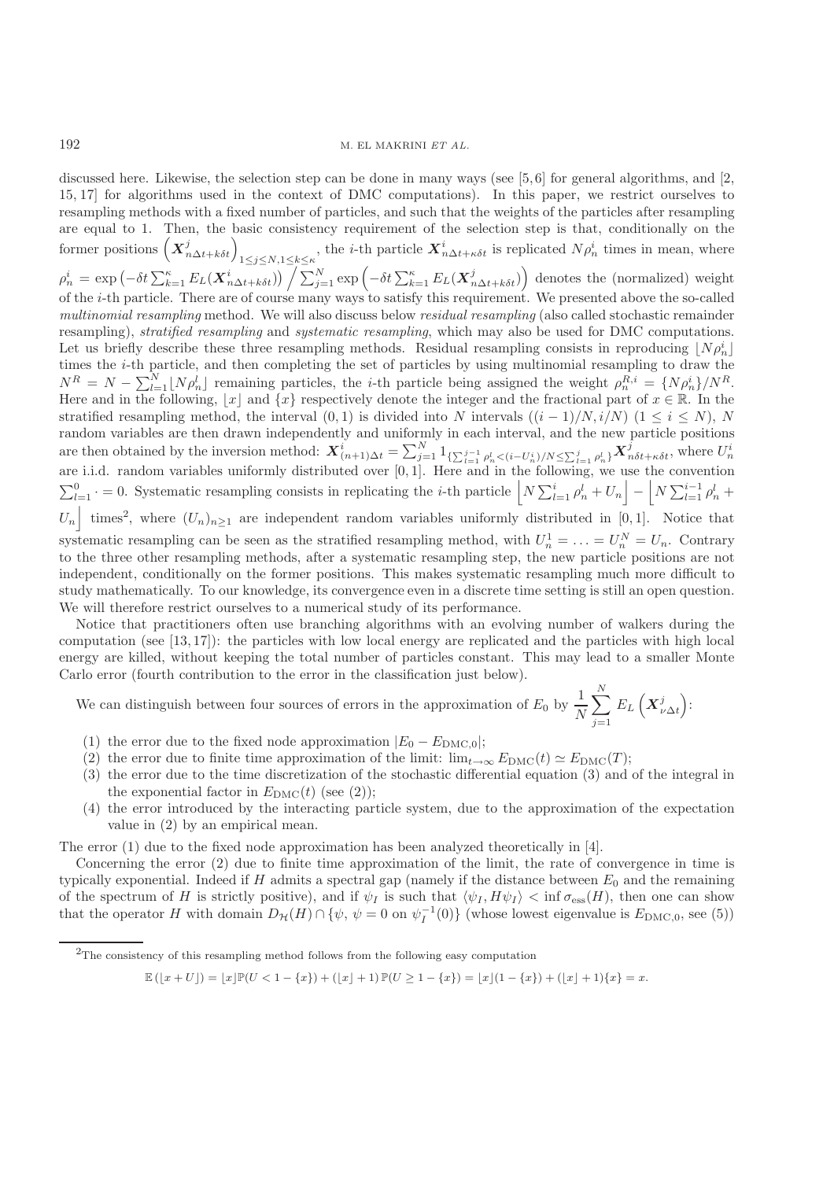discussed here. Likewise, the selection step can be done in many ways (see [5,6] for general algorithms, and [2, 15, 17] for algorithms used in the context of DMC computations). In this paper, we restrict ourselves to resampling methods with a fixed number of particles, and such that the weights of the particles after resampling are equal to 1. Then, the basic consistency requirement of the selection step is that, conditionally on the former positions $\left(\boldsymbol{X}^j_{n\Delta t+k\delta t}\right)_{1\leq j\leq N, 1\leq k\leq\kappa}$, the $i$-th particle $\boldsymbol{X}^i_{n\Delta t+\kappa\delta t}$ is replicated $N\rho^i_n$ times in mean, where $\rho^i_n = \exp\left(-\delta t\sum_{k=1}^{\kappa} E_L(\boldsymbol{X}^i_{n\Delta t+k\delta t})\right) \Big/ \sum_{j=1}^N \exp\left(-\delta t \sum_{k=1}^{\kappa} E_L(\boldsymbol{X}^j_{n\Delta t+k\delta t})\right)$ denotes the (normalized) weight of the $i$-th particle. There are of course many ways to satisfy this requirement. We presented above the so-called *multinomial resampling* method. We will also discuss below *residual resampling* (also called stochastic remainder resampling), *stratified resampling* and *systematic resampling*, which may also be used for DMC computations. Let us briefly describe these three resampling methods. Residual resampling consists in reproducing $\lfloor N\rho^i_n\rfloor$ times the $i$-th particle, and then completing the set of particles by using multinomial resampling to draw the $N^R = N - \sum_{l=1}^N \lfloor N\rho^l_n\rfloor$ remaining particles, the $i$-th particle being assigned the weight $\rho^{R,i}_n = \{N\rho^i_n\}/N^R$. Here and in the following, $\lfloor x\rfloor$ and $\{x\}$ respectively denote the integer and the fractional part of $x\in\mathbb{R}$. In the stratified resampling method, the interval $(0,1)$ is divided into $N$ intervals $((i-1)/N, i/N)$ $(1\leq i\leq N)$, $N$ random variables are then drawn independently and uniformly in each interval, and the new particle positions are then obtained by the inversion method: $\boldsymbol{X}^i_{(n+1)\Delta t} = \sum_{j=1}^N 1_{\{\sum_{l=1}^{j-1}\rho^l_n < (i-U^i_n)/N \leq \sum_{l=1}^{j}\rho^l_n\}} \boldsymbol{X}^j_{n\delta t+\kappa\delta t}$, where $U^i_n$ are i.i.d. random variables uniformly distributed over $[0,1]$. Here and in the following, we use the convention $\sum_{l=1}^{0}\cdot = 0$. Systematic resampling consists in replicating the $i$-th particle $\left\lfloor N\sum_{l=1}^{i}\rho^l_n + U_n\right\rfloor - \left\lfloor N\sum_{l=1}^{i-1}\rho^l_n + U_n\right\rfloor$ times[2], where $(U_n)_{n\geq 1}$ are independent random variables uniformly distributed in $[0,1]$. Notice that systematic resampling can be seen as the stratified resampling method, with $U^1_n = \ldots = U^N_n = U_n$. Contrary to the three other resampling methods, after a systematic resampling step, the new particle positions are not independent, conditionally on the former positions. This makes systematic resampling much more difficult to study mathematically. To our knowledge, its convergence even in a discrete time setting is still an open question. We will therefore restrict ourselves to a numerical study of its performance.

Notice that practitioners often use branching algorithms with an evolving number of walkers during the computation (see [13,17]): the particles with low local energy are replicated and the particles with high local energy are killed, without keeping the total number of particles constant. This may lead to a smaller Monte Carlo error (fourth contribution to the error in the classification just below).

We can distinguish between four sources of errors in the approximation of $E_0$ by $\displaystyle\frac{1}{N}\sum_{j=1}^N E_L\left(\boldsymbol{X}^j_{\nu\Delta t}\right)$:

1. the error due to the fixed node approximation $|E_0 - E_{\rm DMC,0}|$;
2. the error due to finite time approximation of the limit: $\lim_{t\to\infty} E_{\rm DMC}(t) \simeq E_{\rm DMC}(T)$;
3. the error due to the time discretization of the stochastic differential equation (3) and of the integral in the exponential factor in $E_{\rm DMC}(t)$ (see (2));
4. the error introduced by the interacting particle system, due to the approximation of the expectation value in (2) by an empirical mean.

The error (1) due to the fixed node approximation has been analyzed theoretically in [4].

Concerning the error (2) due to finite time approximation of the limit, the rate of convergence in time is typically exponential. Indeed if $H$ admits a spectral gap (namely if the distance between $E_0$ and the remaining of the spectrum of $H$ is strictly positive), and if $\psi_I$ is such that $\langle\psi_I, H\psi_I\rangle < \inf\sigma_{\rm ess}(H)$, then one can show that the operator $H$ with domain $D_{\mathcal{H}}(H)\cap\{\psi,\ \psi = 0 \text{ on } \psi_I^{-1}(0)\}$ (whose lowest eigenvalue is $E_{\rm DMC,0}$, see (5))

[2] The consistency of this resampling method follows from the following easy computation

$$\mathbb{E}\left(\lfloor x+U\rfloor\right) = \lfloor x\rfloor\mathbb{P}(U<1-\{x\}) + (\lfloor x\rfloor+1)\,\mathbb{P}(U\geq 1-\{x\}) = \lfloor x\rfloor(1-\{x\}) + (\lfloor x\rfloor+1)\{x\} = x.$$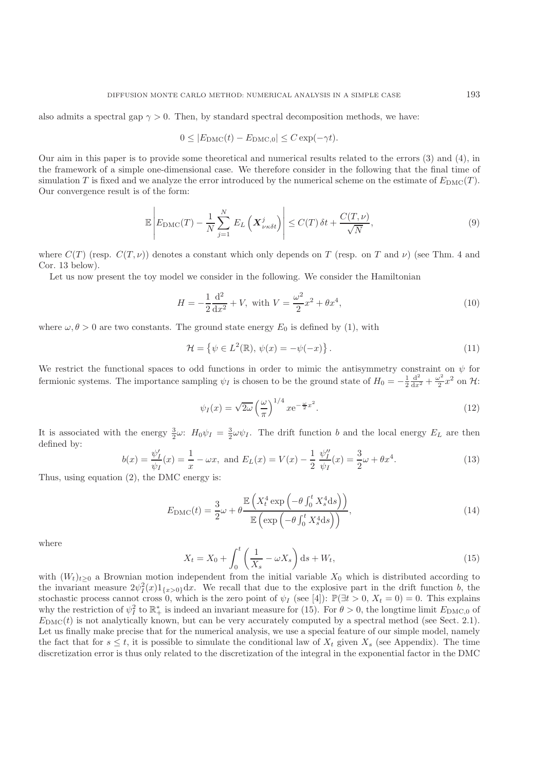also admits a spectral gap $\gamma > 0$. Then, by standard spectral decomposition methods, we have:

$$0 \leq |E_{\rm DMC}(t) - E_{\rm DMC,0}| \leq C \exp(-\gamma t).$$

Our aim in this paper is to provide some theoretical and numerical results related to the errors (3) and (4), in the framework of a simple one-dimensional case. We therefore consider in the following that the final time of simulation $T$ is fixed and we analyze the error introduced by the numerical scheme on the estimate of $E_{\rm DMC}(T)$. Our convergence result is of the form:

$$\mathbb{E}\left| E_{\rm DMC}(T) - \frac{1}{N}\sum_{j=1}^{N} E_L\left(\boldsymbol{X}^j_{\nu\kappa\delta t}\right)\right| \leq C(T)\,\delta t + \frac{C(T,\nu)}{\sqrt{N}}, \tag{9}$$

where $C(T)$ (resp. $C(T,\nu)$) denotes a constant which only depends on $T$ (resp. on $T$ and $\nu$) (see Thm. 4 and Cor. 13 below).

Let us now present the toy model we consider in the following. We consider the Hamiltonian

$$H = -\frac{1}{2}\frac{\mathrm{d}^2}{\mathrm{d}x^2} + V, \text{ with } V = \frac{\omega^2}{2}x^2 + \theta x^4, \tag{10}$$

where $\omega, \theta > 0$ are two constants. The ground state energy $E_0$ is defined by (1), with

$$\mathcal{H} = \left\{\psi \in L^2(\mathbb{R}),\ \psi(x) = -\psi(-x)\right\}. \tag{11}$$

We restrict the functional spaces to odd functions in order to mimic the antisymmetry constraint on $\psi$ for fermionic systems. The importance sampling $\psi_I$ is chosen to be the ground state of $H_0 = -\frac{1}{2}\frac{\mathrm{d}^2}{\mathrm{d}x^2} + \frac{\omega^2}{2}x^2$ on $\mathcal{H}$:

$$\psi_I(x) = \sqrt{2\omega}\left(\frac{\omega}{\pi}\right)^{1/4} x \mathrm{e}^{-\frac{\omega}{2}x^2}. \tag{12}$$

It is associated with the energy $\frac{3}{2}\omega$: $H_0\psi_I = \frac{3}{2}\omega\psi_I$. The drift function $b$ and the local energy $E_L$ are then defined by:

$$b(x) = \frac{\psi_I'}{\psi_I}(x) = \frac{1}{x} - \omega x, \text{ and } E_L(x) = V(x) - \frac{1}{2}\,\frac{\psi_I''}{\psi_I}(x) = \frac{3}{2}\omega + \theta x^4. \tag{13}$$

Thus, using equation (2), the DMC energy is:

$$E_{\rm DMC}(t) = \frac{3}{2}\omega + \theta\frac{\mathbb{E}\left(X_t^4 \exp\left(-\theta\int_0^t X_s^4 \mathrm{d}s\right)\right)}{\mathbb{E}\left(\exp\left(-\theta\int_0^t X_s^4 \mathrm{d}s\right)\right)}, \tag{14}$$

where

$$X_t = X_0 + \int_0^t \left(\frac{1}{X_s} - \omega X_s\right)\mathrm{d}s + W_t, \tag{15}$$

with $(W_t)_{t\geq 0}$ a Brownian motion independent from the initial variable $X_0$ which is distributed according to the invariant measure $2\psi_I^2(x)1_{\{x>0\}}\mathrm{d}x$. We recall that due to the explosive part in the drift function $b$, the stochastic process cannot cross 0, which is the zero point of $\psi_I$ (see [4]): $\mathbb{P}(\exists t > 0,\ X_t = 0) = 0$. This explains why the restriction of $\psi_I^2$ to $\mathbb{R}_+^*$ is indeed an invariant measure for (15). For $\theta > 0$, the longtime limit $E_{\rm DMC,0}$ of $E_{\rm DMC}(t)$ is not analytically known, but can be very accurately computed by a spectral method (see Sect. 2.1). Let us finally make precise that for the numerical analysis, we use a special feature of our simple model, namely the fact that for $s \leq t$, it is possible to simulate the conditional law of $X_t$ given $X_s$ (see Appendix). The time discretization error is thus only related to the discretization of the integral in the exponential factor in the DMC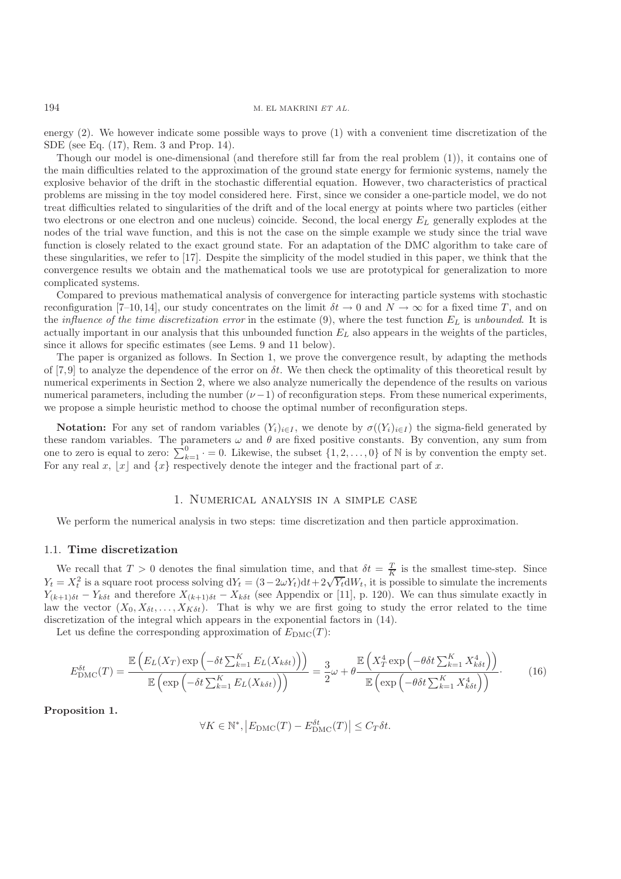energy (2). We however indicate some possible ways to prove (1) with a convenient time discretization of the SDE (see Eq. (17), Rem. 3 and Prop. 14).

Though our model is one-dimensional (and therefore still far from the real problem (1)), it contains one of the main difficulties related to the approximation of the ground state energy for fermionic systems, namely the explosive behavior of the drift in the stochastic differential equation. However, two characteristics of practical problems are missing in the toy model considered here. First, since we consider a one-particle model, we do not treat difficulties related to singularities of the drift and of the local energy at points where two particles (either two electrons or one electron and one nucleus) coincide. Second, the local energy $E_L$ generally explodes at the nodes of the trial wave function, and this is not the case on the simple example we study since the trial wave function is closely related to the exact ground state. For an adaptation of the DMC algorithm to take care of these singularities, we refer to [17]. Despite the simplicity of the model studied in this paper, we think that the convergence results we obtain and the mathematical tools we use are prototypical for generalization to more complicated systems.

Compared to previous mathematical analysis of convergence for interacting particle systems with stochastic reconfiguration [7–10, 14], our study concentrates on the limit $\delta t \to 0$ and $N \to \infty$ for a fixed time $T$, and on the *influence of the time discretization error* in the estimate (9), where the test function $E_L$ is *unbounded*. It is actually important in our analysis that this unbounded function $E_L$ also appears in the weights of the particles, since it allows for specific estimates (see Lems. 9 and 11 below).

The paper is organized as follows. In Section 1, we prove the convergence result, by adapting the methods of [7,9] to analyze the dependence of the error on $\delta t$. We then check the optimality of this theoretical result by numerical experiments in Section 2, where we also analyze numerically the dependence of the results on various numerical parameters, including the number $(\nu-1)$ of reconfiguration steps. From these numerical experiments, we propose a simple heuristic method to choose the optimal number of reconfiguration steps.

**Notation:** For any set of random variables $(Y_i)_{i\in I}$, we denote by $\sigma((Y_i)_{i\in I})$ the sigma-field generated by these random variables. The parameters $\omega$ and $\theta$ are fixed positive constants. By convention, any sum from one to zero is equal to zero: $\sum_{k=1}^{0} \cdot = 0$. Likewise, the subset $\{1, 2, \ldots, 0\}$ of $\mathbb{N}$ is by convention the empty set. For any real $x$, $\lfloor x \rfloor$ and $\{x\}$ respectively denote the integer and the fractional part of $x$.

## 1. Numerical analysis in a simple case

We perform the numerical analysis in two steps: time discretization and then particle approximation.

### 1.1. Time discretization

We recall that $T > 0$ denotes the final simulation time, and that $\delta t = \frac{T}{K}$ is the smallest time-step. Since $Y_t = X_t^2$ is a square root process solving $\mathrm{d}Y_t = (3 - 2\omega Y_t)\mathrm{d}t + 2\sqrt{Y_t}\mathrm{d}W_t$, it is possible to simulate the increments $Y_{(k+1)\delta t} - Y_{k\delta t}$ and therefore $X_{(k+1)\delta t} - X_{k\delta t}$ (see Appendix or [11], p. 120). We can thus simulate exactly in law the vector $(X_0, X_{\delta t}, \ldots, X_{K\delta t})$. That is why we are first going to study the error related to the time discretization of the integral which appears in the exponential factors in (14).

Let us define the corresponding approximation of $E_{\mathrm{DMC}}(T)$:

$$E_{\mathrm{DMC}}^{\delta t}(T) = \frac{\mathbb{E}\left(E_L(X_T)\exp\left(-\delta t \sum_{k=1}^{K} E_L(X_{k\delta t})\right)\right)}{\mathbb{E}\left(\exp\left(-\delta t \sum_{k=1}^{K} E_L(X_{k\delta t})\right)\right)} = \frac{3}{2}\omega + \theta \frac{\mathbb{E}\left(X_T^4 \exp\left(-\theta\delta t \sum_{k=1}^{K} X_{k\delta t}^4\right)\right)}{\mathbb{E}\left(\exp\left(-\theta\delta t \sum_{k=1}^{K} X_{k\delta t}^4\right)\right)}. \tag{16}$$

**Proposition 1.**

$$\forall K \in \mathbb{N}^*, \left|E_{\mathrm{DMC}}(T) - E_{\mathrm{DMC}}^{\delta t}(T)\right| \le C_T \delta t.$$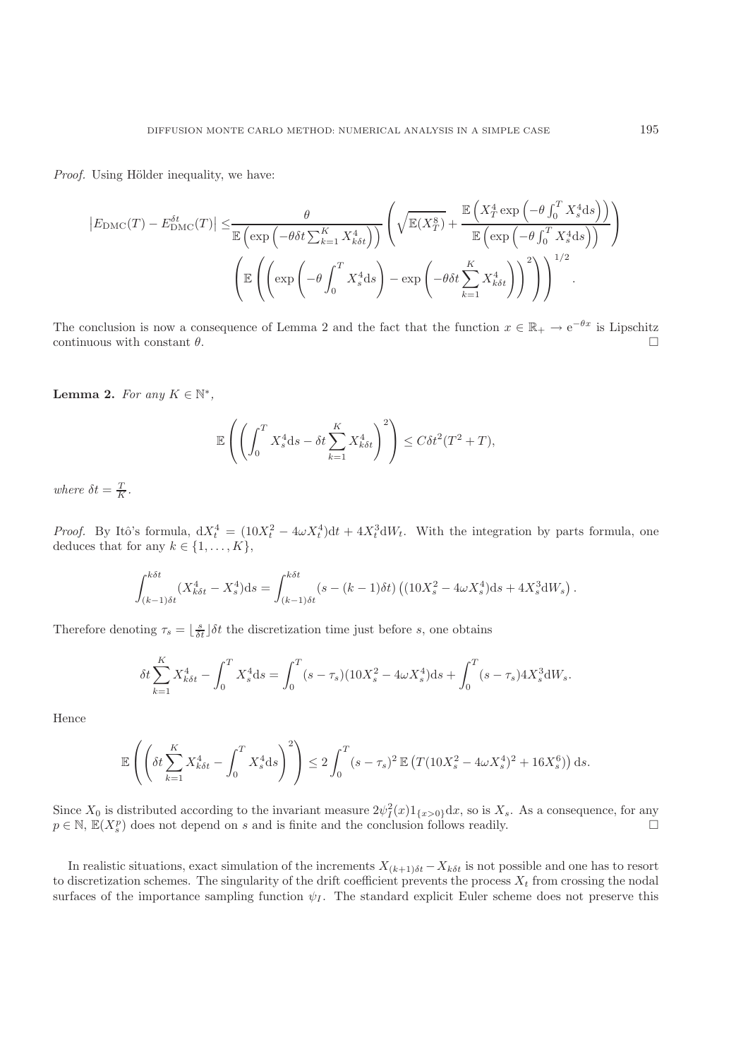*Proof.* Using Hölder inequality, we have:

$$
\left|E_{\mathrm{DMC}}(T) - E_{\mathrm{DMC}}^{\delta t}(T)\right| \leq \frac{\theta}{\mathbb{E}\left(\exp\left(-\theta\delta t\sum_{k=1}^{K} X_{k\delta t}^4\right)\right)} \left(\sqrt{\mathbb{E}(X_T^8)} + \frac{\mathbb{E}\left(X_T^4 \exp\left(-\theta\int_0^T X_s^4 \mathrm{d}s\right)\right)}{\mathbb{E}\left(\exp\left(-\theta\int_0^T X_s^4 \mathrm{d}s\right)\right)}\right)
\left(\mathbb{E}\left(\left(\exp\left(-\theta\int_0^T X_s^4\mathrm{d}s\right) - \exp\left(-\theta\delta t\sum_{k=1}^{K} X_{k\delta t}^4\right)\right)^2\right)\right)^{1/2}.
$$

The conclusion is now a consequence of Lemma 2 and the fact that the function $x \in \mathbb{R}_+ \to \mathrm{e}^{-\theta x}$ is Lipschitz continuous with constant $\theta$. □

**Lemma 2.** *For any* $K \in \mathbb{N}^*$,

$$
\mathbb{E}\left(\left(\int_0^T X_s^4 \mathrm{d}s - \delta t\sum_{k=1}^{K} X_{k\delta t}^4\right)^2\right) \leq C\delta t^2(T^2 + T),
$$

*where* $\delta t = \frac{T}{K}$.

*Proof.* By Itô's formula, $\mathrm{d}X_t^4 = (10X_t^2 - 4\omega X_t^4)\mathrm{d}t + 4X_t^3\mathrm{d}W_t$. With the integration by parts formula, one deduces that for any $k \in \{1, \ldots, K\}$,

$$
\int_{(k-1)\delta t}^{k\delta t} (X_{k\delta t}^4 - X_s^4)\mathrm{d}s = \int_{(k-1)\delta t}^{k\delta t} (s - (k-1)\delta t)\left((10X_s^2 - 4\omega X_s^4)\mathrm{d}s + 4X_s^3\mathrm{d}W_s\right).
$$

Therefore denoting $\tau_s = \lfloor \frac{s}{\delta t} \rfloor \delta t$ the discretization time just before $s$, one obtains

$$
\delta t\sum_{k=1}^{K} X_{k\delta t}^4 - \int_0^T X_s^4 \mathrm{d}s = \int_0^T (s-\tau_s)(10X_s^2 - 4\omega X_s^4)\mathrm{d}s + \int_0^T (s-\tau_s)4X_s^3\mathrm{d}W_s.
$$

Hence

$$
\mathbb{E}\left(\left(\delta t\sum_{k=1}^{K} X_{k\delta t}^4 - \int_0^T X_s^4\mathrm{d}s\right)^2\right) \leq 2\int_0^T (s-\tau_s)^2\,\mathbb{E}\left(T(10X_s^2 - 4\omega X_s^4)^2 + 16X_s^6\right)\mathrm{d}s.
$$

Since $X_0$ is distributed according to the invariant measure $2\psi_I^2(x)1_{\{x>0\}}\mathrm{d}x$, so is $X_s$. As a consequence, for any $p \in \mathbb{N}$, $\mathbb{E}(X_s^p)$ does not depend on $s$ and is finite and the conclusion follows readily. □

In realistic situations, exact simulation of the increments $X_{(k+1)\delta t} - X_{k\delta t}$ is not possible and one has to resort to discretization schemes. The singularity of the drift coefficient prevents the process $X_t$ from crossing the nodal surfaces of the importance sampling function $\psi_I$. The standard explicit Euler scheme does not preserve this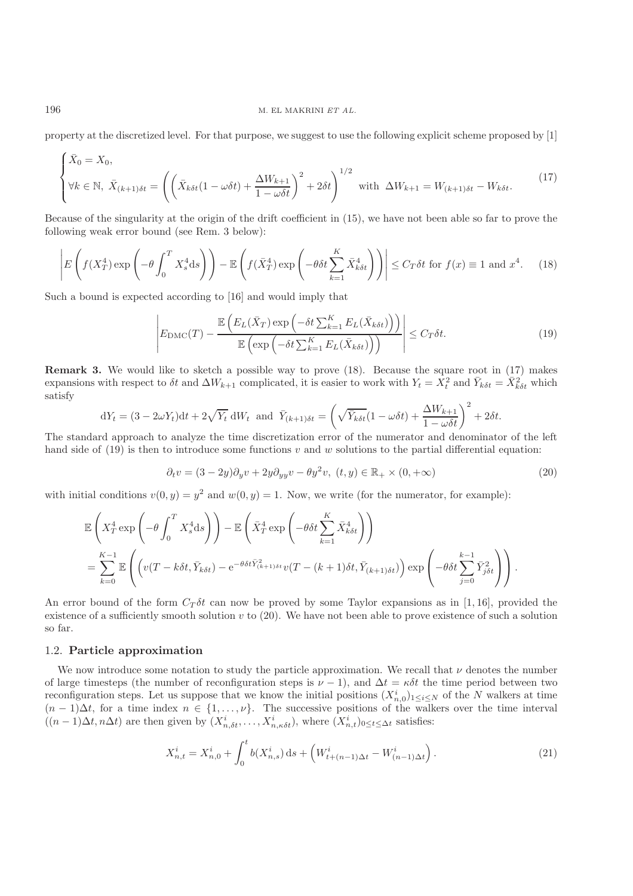property at the discretized level. For that purpose, we suggest to use the following explicit scheme proposed by [1]

$$
\begin{cases}
\bar{X}_0 = X_0, \\
\forall k \in \mathbb{N},\ \bar{X}_{(k+1)\delta t} = \left( \left( \bar{X}_{k\delta t}(1-\omega\delta t) + \dfrac{\Delta W_{k+1}}{1-\omega \delta t} \right)^2 + 2\delta t \right)^{1/2} \ \text{ with } \ \Delta W_{k+1} = W_{(k+1)\delta t} - W_{k\delta t}.
\end{cases}
\tag{17}
$$

Because of the singularity at the origin of the drift coefficient in (15), we have not been able so far to prove the following weak error bound (see Rem. 3 below):

$$
\left| E\left( f(X_T^4) \exp\left( -\theta \int_0^T X_s^4 \mathrm{d}s \right) \right) - \mathbb{E}\left( f(\bar{X}_T^4) \exp\left( -\theta \delta t \sum_{k=1}^K \bar{X}_{k\delta t}^4 \right) \right) \right| \le C_T \delta t \text{ for } f(x) \equiv 1 \text{ and } x^4. \tag{18}
$$

Such a bound is expected according to [16] and would imply that

$$
\left| E_{\mathrm{DMC}}(T) - \frac{\mathbb{E}\left( E_L(\bar{X}_T) \exp\left( -\delta t \sum_{k=1}^K E_L(\bar{X}_{k\delta t}) \right) \right)}{\mathbb{E}\left( \exp\left( -\delta t \sum_{k=1}^K E_L(\bar{X}_{k\delta t}) \right) \right)} \right| \le C_T \delta t. \tag{19}
$$

**Remark 3.** We would like to sketch a possible way to prove (18). Because the square root in (17) makes expansions with respect to $\delta t$ and $\Delta W_{k+1}$ complicated, it is easier to work with $Y_t = X_t^2$ and $\bar{Y}_{k\delta t} = \bar{X}_{k\delta t}^2$ which satisfy

$$
\mathrm{d}Y_t = (3 - 2\omega Y_t)\mathrm{d}t + 2\sqrt{Y_t}\, \mathrm{d}W_t \ \text{ and } \ \bar{Y}_{(k+1)\delta t} = \left( \sqrt{\bar{Y}_{k\delta t}}(1-\omega\delta t) + \frac{\Delta W_{k+1}}{1-\omega\delta t} \right)^2 + 2\delta t.
$$

The standard approach to analyze the time discretization error of the numerator and denominator of the left hand side of (19) is then to introduce some functions $v$ and $w$ solutions to the partial differential equation:

$$
\partial_t v = (3 - 2y)\partial_y v + 2y \partial_{yy} v - \theta y^2 v,\ (t, y) \in \mathbb{R}_+ \times (0, +\infty) \tag{20}
$$

with initial conditions $v(0, y) = y^2$ and $w(0, y) = 1$. Now, we write (for the numerator, for example):

$$
\begin{aligned}
&\mathbb{E}\left( X_T^4 \exp\left( -\theta \int_0^T X_s^4 \mathrm{d}s \right) \right) - \mathbb{E}\left( \bar{X}_T^4 \exp\left( -\theta \delta t \sum_{k=1}^K \bar{X}_{k\delta t}^4 \right) \right) \\
&= \sum_{k=0}^{K-1} \mathbb{E}\left( \left( v(T - k\delta t, \bar{Y}_{k\delta t}) - \mathrm{e}^{-\theta\delta t \bar{Y}_{(k+1)\delta t}^2} v(T - (k+1)\delta t, \bar{Y}_{(k+1)\delta t}) \right) \exp\left( -\theta \delta t \sum_{j=0}^{k-1} \bar{Y}_{j\delta t}^2 \right) \right).
\end{aligned}
$$

An error bound of the form $C_T \delta t$ can now be proved by some Taylor expansions as in [1, 16], provided the existence of a sufficiently smooth solution $v$ to (20). We have not been able to prove existence of such a solution so far.

### 1.2. **Particle approximation**

We now introduce some notation to study the particle approximation. We recall that $\nu$ denotes the number of large timesteps (the number of reconfiguration steps is $\nu - 1$), and $\Delta t = \kappa \delta t$ the time period between two reconfiguration steps. Let us suppose that we know the initial positions $(X_{n,0}^i)_{1 \le i \le N}$ of the $N$ walkers at time $(n-1)\Delta t$, for a time index $n \in \{1, \ldots, \nu\}$. The successive positions of the walkers over the time interval $((n-1)\Delta t, n\Delta t)$ are then given by $(X_{n,\delta t}^i, \ldots, X_{n,\kappa\delta t}^i)$, where $(X_{n,t}^i)_{0 \le t \le \Delta t}$ satisfies:

$$
X_{n,t}^i = X_{n,0}^i + \int_0^t b(X_{n,s}^i)\, \mathrm{d}s + \left( W_{t+(n-1)\Delta t}^i - W_{(n-1)\Delta t}^i \right). \tag{21}
$$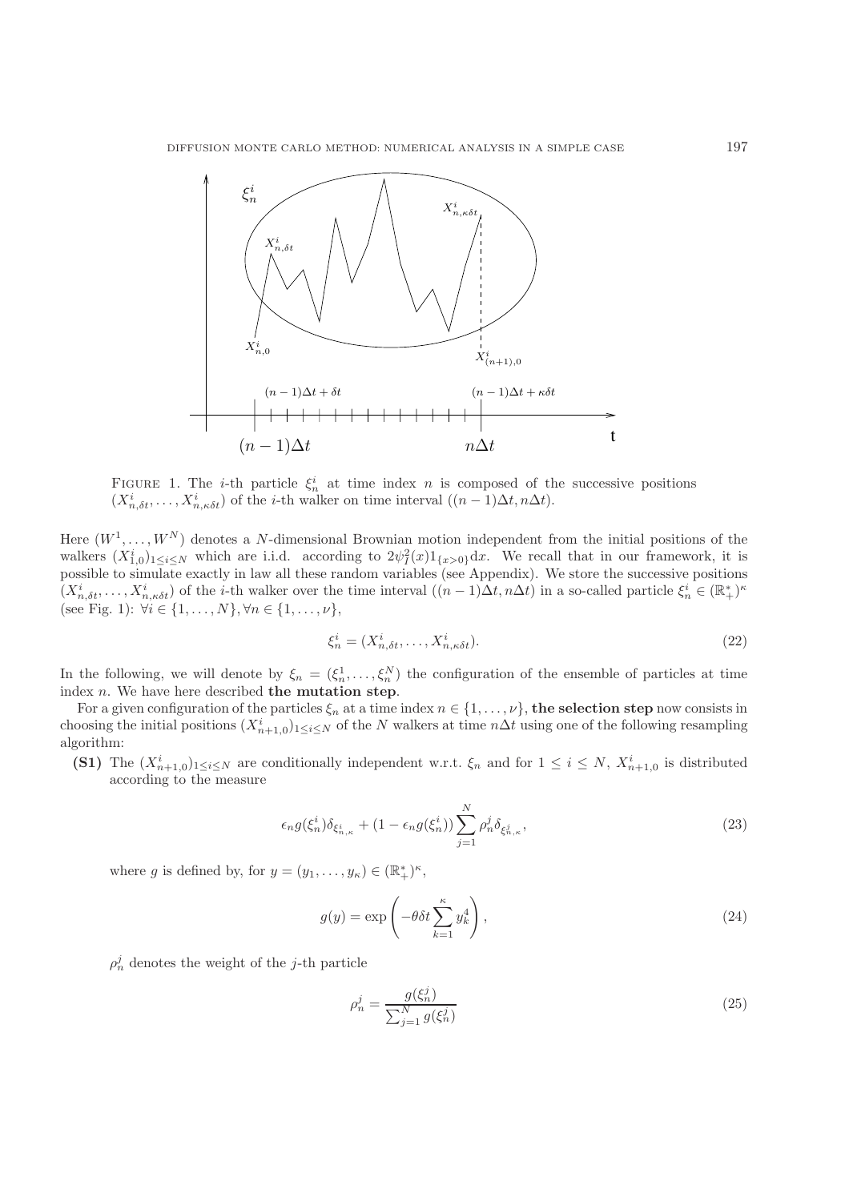FIGURE 1. The $i$-th particle $\xi_n^i$ at time index $n$ is composed of the successive positions $(X^i_{n,\delta t}, \ldots, X^i_{n,\kappa\delta t})$ of the $i$-th walker on time interval $((n-1)\Delta t, n\Delta t)$.

Here $(W^1, \ldots, W^N)$ denotes a $N$-dimensional Brownian motion independent from the initial positions of the walkers $(X^i_{1,0})_{1\leq i\leq N}$ which are i.i.d. according to $2\psi_I^2(x)1_{\{x>0\}}\mathrm{d}x$. We recall that in our framework, it is possible to simulate exactly in law all these random variables (see Appendix). We store the successive positions $(X^i_{n,\delta t}, \ldots, X^i_{n,\kappa\delta t})$ of the $i$-th walker over the time interval $((n-1)\Delta t, n\Delta t)$ in a so-called particle $\xi^i_n \in (\mathbb{R}^*_+)^\kappa$ (see Fig. 1): $\forall i \in \{1, \ldots, N\}, \forall n \in \{1, \ldots, \nu\}$,

$$\xi^i_n = (X^i_{n,\delta t}, \ldots, X^i_{n,\kappa\delta t}). \tag{22}$$

In the following, we will denote by $\xi_n = (\xi^1_n, \ldots, \xi^N_n)$ the configuration of the ensemble of particles at time index $n$. We have here described **the mutation step**.

For a given configuration of the particles $\xi_n$ at a time index $n \in \{1, \ldots, \nu\}$, **the selection step** now consists in choosing the initial positions $(X^i_{n+1,0})_{1\leq i\leq N}$ of the $N$ walkers at time $n\Delta t$ using one of the following resampling algorithm:

**(S1)** The $(X^i_{n+1,0})_{1\leq i\leq N}$ are conditionally independent w.r.t. $\xi_n$ and for $1 \leq i \leq N$, $X^i_{n+1,0}$ is distributed according to the measure

$$\epsilon_n g(\xi^i_n)\delta_{\xi^i_{n,\kappa}} + (1 - \epsilon_n g(\xi^i_n))\sum_{j=1}^N \rho^j_n \delta_{\xi^j_{n,\kappa}}, \tag{23}$$

where $g$ is defined by, for $y = (y_1, \ldots, y_\kappa) \in (\mathbb{R}^*_+)^\kappa$,

$$g(y) = \exp\left(-\theta\delta t\sum_{k=1}^\kappa y_k^4\right), \tag{24}$$

$\rho^j_n$ denotes the weight of the $j$-th particle

$$\rho^j_n = \frac{g(\xi^j_n)}{\sum_{j=1}^N g(\xi^j_n)} \tag{25}$$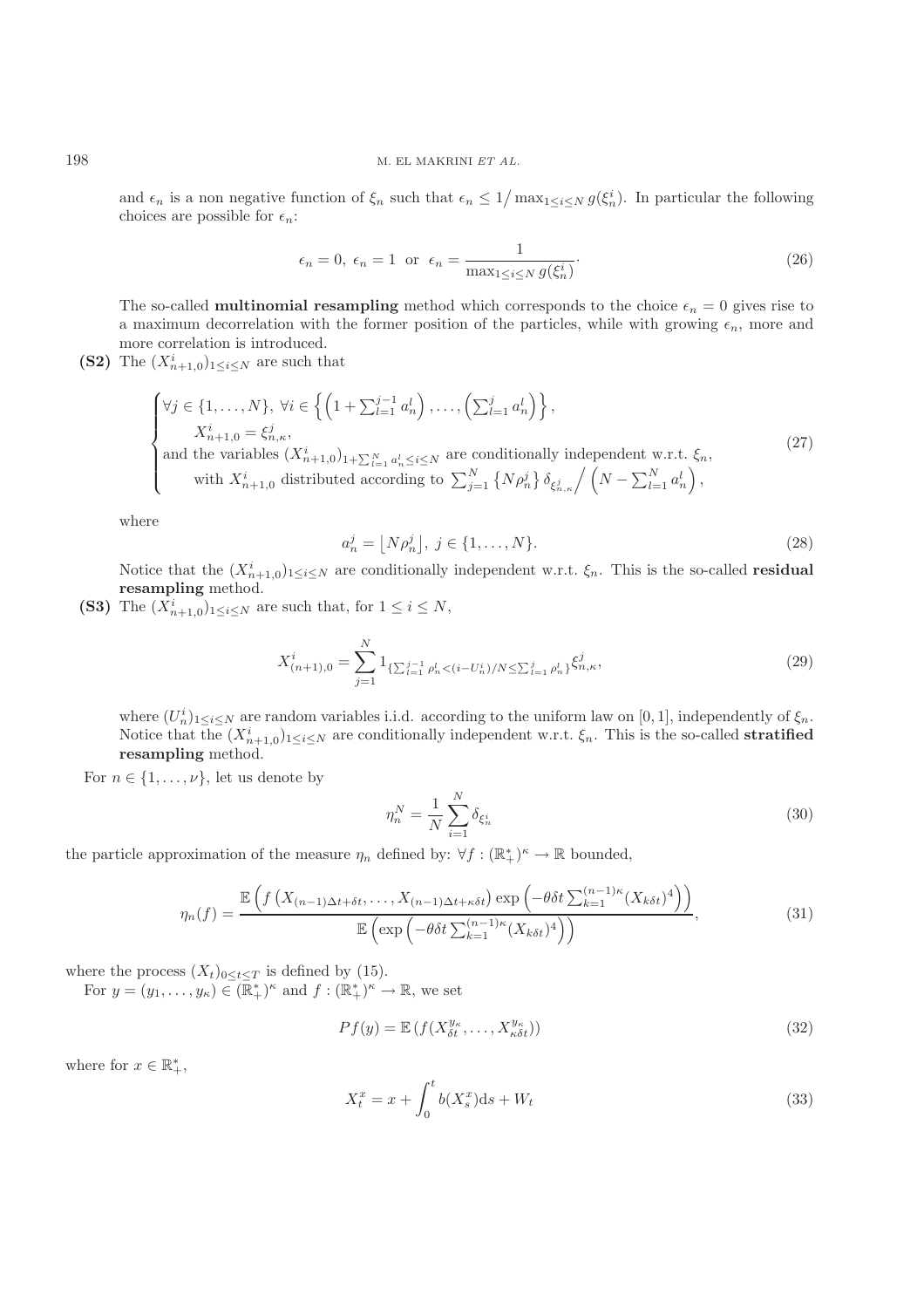and $\epsilon_n$ is a non negative function of $\xi_n$ such that $\epsilon_n \leq 1/\max_{1\leq i\leq N} g(\xi_n^i)$. In particular the following choices are possible for $\epsilon_n$:

$$
\epsilon_n = 0,\ \epsilon_n = 1 \ \text{ or } \ \epsilon_n = \frac{1}{\max_{1\leq i\leq N} g(\xi_n^i)}. \tag{26}
$$

The so-called **multinomial resampling** method which corresponds to the choice $\epsilon_n = 0$ gives rise to a maximum decorrelation with the former position of the particles, while with growing $\epsilon_n$, more and more correlation is introduced.

**(S2)** The $(X_{n+1,0}^i)_{1\leq i\leq N}$ are such that

$$
\begin{cases}
\forall j \in \{1,\ldots,N\},\ \forall i \in \left\{ \left(1+\sum_{l=1}^{j-1} a_n^l\right),\ldots,\left(\sum_{l=1}^{j} a_n^l\right)\right\}, \\
\qquad X_{n+1,0}^i = \xi_{n,\kappa}^j, \\
\text{and the variables } (X_{n+1,0}^i)_{1+\sum_{l=1}^N a_n^l \leq i\leq N} \text{ are conditionally independent w.r.t. } \xi_n, \\
\qquad \text{with } X_{n+1,0}^i \text{ distributed according to } \sum_{j=1}^N \left\{N\rho_n^j\right\} \delta_{\xi_{n,\kappa}^j} \Big/ \left(N - \sum_{l=1}^N a_n^l\right),
\end{cases} \tag{27}
$$

where

$$
a_n^j = \left\lfloor N\rho_n^j \right\rfloor,\ j \in \{1,\ldots,N\}. \tag{28}
$$

Notice that the $(X_{n+1,0}^i)_{1\leq i\leq N}$ are conditionally independent w.r.t. $\xi_n$. This is the so-called **residual resampling** method.

**(S3)** The $(X_{n+1,0}^i)_{1\leq i\leq N}$ are such that, for $1 \leq i \leq N$,

$$
X_{(n+1),0}^i = \sum_{j=1}^N 1_{\{\sum_{l=1}^{j-1}\rho_n^l < (i-U_n^i)/N \leq \sum_{l=1}^{j}\rho_n^l\}} \xi_{n,\kappa}^j, \tag{29}
$$

where $(U_n^i)_{1\leq i\leq N}$ are random variables i.i.d. according to the uniform law on $[0,1]$, independently of $\xi_n$. Notice that the $(X_{n+1,0}^i)_{1\leq i\leq N}$ are conditionally independent w.r.t. $\xi_n$. This is the so-called **stratified resampling** method.

For $n \in \{1,\ldots,\nu\}$, let us denote by

$$
\eta_n^N = \frac{1}{N}\sum_{i=1}^N \delta_{\xi_n^i} \tag{30}
$$

the particle approximation of the measure $\eta_n$ defined by: $\forall f : (\mathbb{R}_+^*)^\kappa \to \mathbb{R}$ bounded,

$$
\eta_n(f) = \frac{\mathbb{E}\left(f\left(X_{(n-1)\Delta t+\delta t},\ldots,X_{(n-1)\Delta t+\kappa\delta t}\right)\exp\left(-\theta\delta t\sum_{k=1}^{(n-1)\kappa}(X_{k\delta t})^4\right)\right)}{\mathbb{E}\left(\exp\left(-\theta\delta t\sum_{k=1}^{(n-1)\kappa}(X_{k\delta t})^4\right)\right)}, \tag{31}
$$

where the process $(X_t)_{0\leq t\leq T}$ is defined by (15).

For $y = (y_1,\ldots,y_\kappa) \in (\mathbb{R}_+^*)^\kappa$ and $f : (\mathbb{R}_+^*)^\kappa \to \mathbb{R}$, we set

$$
Pf(y) = \mathbb{E}\left(f(X_{\delta t}^{y_\kappa},\ldots,X_{\kappa\delta t}^{y_\kappa})\right) \tag{32}
$$

where for $x \in \mathbb{R}_+^*$,

$$
X_t^x = x + \int_0^t b(X_s^x)\mathrm{d}s + W_t \tag{33}
$$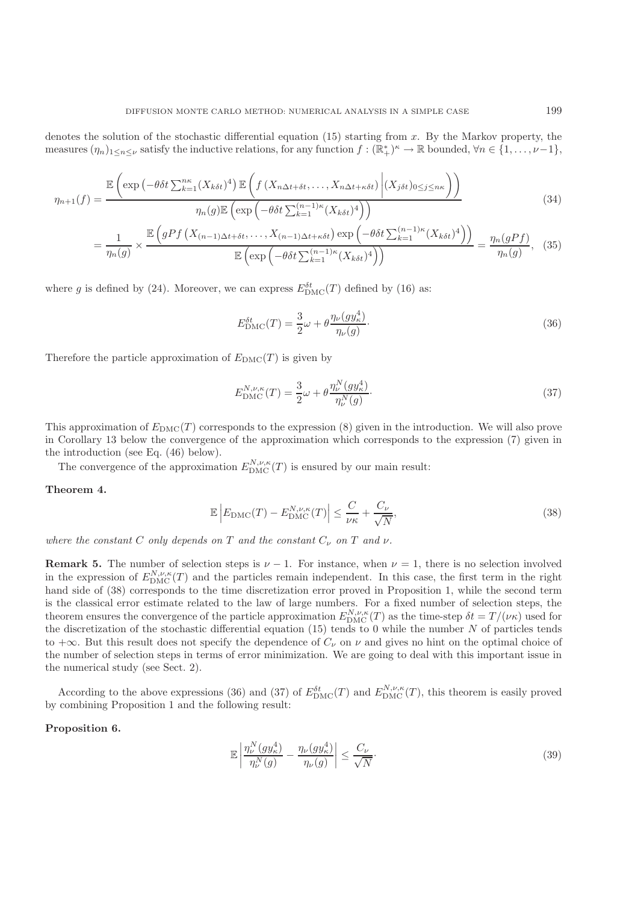denotes the solution of the stochastic differential equation (15) starting from $x$. By the Markov property, the measures $(\eta_n)_{1\leq n\leq \nu}$ satisfy the inductive relations, for any function $f : (\mathbb{R}_+^*)^\kappa \to \mathbb{R}$ bounded, $\forall n \in \{1,\dots,\nu-1\}$,

$$\eta_{n+1}(f) = \frac{\mathbb{E}\left(\exp\left(-\theta\delta t\sum_{k=1}^{n\kappa}(X_{k\delta t})^4\right)\mathbb{E}\left(f\left(X_{n\Delta t+\delta t},\dots,X_{n\Delta t+\kappa\delta t}\right)\Big|(X_{j\delta t})_{0\leq j\leq n\kappa}\right)\right)}{\eta_n(g)\mathbb{E}\left(\exp\left(-\theta\delta t\sum_{k=1}^{(n-1)\kappa}(X_{k\delta t})^4\right)\right)} \tag{34}$$

$$= \frac{1}{\eta_n(g)}\times\frac{\mathbb{E}\left(gPf\left(X_{(n-1)\Delta t+\delta t},\dots,X_{(n-1)\Delta t+\kappa\delta t}\right)\exp\left(-\theta\delta t\sum_{k=1}^{(n-1)\kappa}(X_{k\delta t})^4\right)\right)}{\mathbb{E}\left(\exp\left(-\theta\delta t\sum_{k=1}^{(n-1)\kappa}(X_{k\delta t})^4\right)\right)} = \frac{\eta_n(gPf)}{\eta_n(g)}, \tag{35}$$

where $g$ is defined by (24). Moreover, we can express $E_{\rm DMC}^{\delta t}(T)$ defined by (16) as:

$$E_{\rm DMC}^{\delta t}(T) = \frac{3}{2}\omega + \theta\frac{\eta_\nu(gy_\kappa^4)}{\eta_\nu(g)}\cdot \tag{36}$$

Therefore the particle approximation of $E_{\rm DMC}(T)$ is given by

$$E_{\rm DMC}^{N,\nu,\kappa}(T) = \frac{3}{2}\omega + \theta\frac{\eta_\nu^N(gy_\kappa^4)}{\eta_\nu^N(g)}\cdot \tag{37}$$

This approximation of $E_{\rm DMC}(T)$ corresponds to the expression (8) given in the introduction. We will also prove in Corollary 13 below the convergence of the approximation which corresponds to the expression (7) given in the introduction (see Eq. (46) below).

The convergence of the approximation $E_{\rm DMC}^{N,\nu,\kappa}(T)$ is ensured by our main result:

**Theorem 4.**

$$\mathbb{E}\left|E_{\rm DMC}(T) - E_{\rm DMC}^{N,\nu,\kappa}(T)\right| \leq \frac{C}{\nu\kappa} + \frac{C_\nu}{\sqrt{N}}, \tag{38}$$

*where the constant $C$ only depends on $T$ and the constant $C_\nu$ on $T$ and $\nu$.*

**Remark 5.** The number of selection steps is $\nu - 1$. For instance, when $\nu = 1$, there is no selection involved in the expression of $E_{\rm DMC}^{N,\nu,\kappa}(T)$ and the particles remain independent. In this case, the first term in the right hand side of (38) corresponds to the time discretization error proved in Proposition 1, while the second term is the classical error estimate related to the law of large numbers. For a fixed number of selection steps, the theorem ensures the convergence of the particle approximation $E_{\rm DMC}^{N,\nu,\kappa}(T)$ as the time-step $\delta t = T/(\nu\kappa)$ used for the discretization of the stochastic differential equation (15) tends to 0 while the number $N$ of particles tends to $+\infty$. But this result does not specify the dependence of $C_\nu$ on $\nu$ and gives no hint on the optimal choice of the number of selection steps in terms of error minimization. We are going to deal with this important issue in the numerical study (see Sect. 2).

According to the above expressions (36) and (37) of $E_{\rm DMC}^{\delta t}(T)$ and $E_{\rm DMC}^{N,\nu,\kappa}(T)$, this theorem is easily proved by combining Proposition 1 and the following result:

**Proposition 6.**

$$\mathbb{E}\left|\frac{\eta_\nu^N(gy_\kappa^4)}{\eta_\nu^N(g)} - \frac{\eta_\nu(gy_\kappa^4)}{\eta_\nu(g)}\right| \leq \frac{C_\nu}{\sqrt{N}}\cdot \tag{39}$$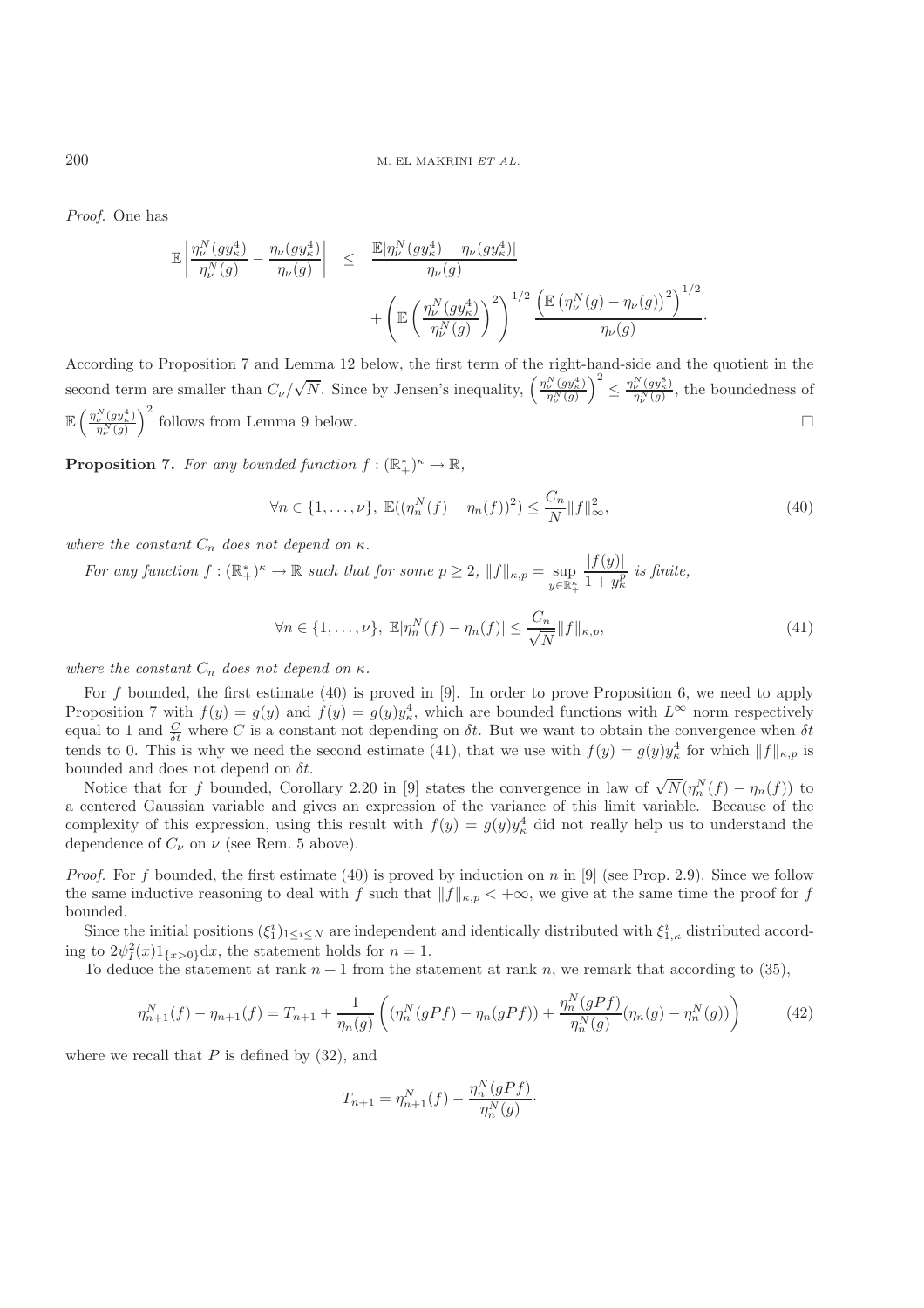*Proof.* One has

$$\mathbb{E}\left|\frac{\eta_\nu^N(gy_\kappa^4)}{\eta_\nu^N(g)} - \frac{\eta_\nu(gy_\kappa^4)}{\eta_\nu(g)}\right| \leq \frac{\mathbb{E}|\eta_\nu^N(gy_\kappa^4) - \eta_\nu(gy_\kappa^4)|}{\eta_\nu(g)} + \left(\mathbb{E}\left(\frac{\eta_\nu^N(gy_\kappa^4)}{\eta_\nu^N(g)}\right)^2\right)^{1/2} \frac{\left(\mathbb{E}\left(\eta_\nu^N(g) - \eta_\nu(g)\right)^2\right)^{1/2}}{\eta_\nu(g)}.$$

According to Proposition 7 and Lemma 12 below, the first term of the right-hand-side and the quotient in the second term are smaller than $C_\nu/\sqrt{N}$. Since by Jensen's inequality, $\left(\frac{\eta_\nu^N(gy_\kappa^4)}{\eta_\nu^N(g)}\right)^2 \leq \frac{\eta_\nu^N(gy_\kappa^8)}{\eta_\nu^N(g)}$, the boundedness of $\mathbb{E}\left(\frac{\eta_\nu^N(gy_\kappa^4)}{\eta_\nu^N(g)}\right)^2$ follows from Lemma 9 below. □

**Proposition 7.** *For any bounded function $f : (\mathbb{R}_+^*)^\kappa \to \mathbb{R}$,*

$$\forall n \in \{1, \ldots, \nu\},\ \mathbb{E}((\eta_n^N(f) - \eta_n(f))^2) \leq \frac{C_n}{N}\|f\|_\infty^2, \tag{40}$$

*where the constant $C_n$ does not depend on $\kappa$.*

*For any function $f : (\mathbb{R}_+^*)^\kappa \to \mathbb{R}$ such that for some $p \geq 2$, $\|f\|_{\kappa,p} = \sup_{y\in\mathbb{R}_+^\kappa} \frac{|f(y)|}{1+y_\kappa^p}$ is finite,*

$$\forall n \in \{1, \ldots, \nu\},\ \mathbb{E}|\eta_n^N(f) - \eta_n(f)| \leq \frac{C_n}{\sqrt{N}}\|f\|_{\kappa,p}, \tag{41}$$

*where the constant $C_n$ does not depend on $\kappa$.*

For $f$ bounded, the first estimate (40) is proved in [9]. In order to prove Proposition 6, we need to apply Proposition 7 with $f(y) = g(y)$ and $f(y) = g(y)y_\kappa^4$, which are bounded functions with $L^\infty$ norm respectively equal to 1 and $\frac{C}{\delta t}$ where $C$ is a constant not depending on $\delta t$. But we want to obtain the convergence when $\delta t$ tends to 0. This is why we need the second estimate (41), that we use with $f(y) = g(y)y_\kappa^4$ for which $\|f\|_{\kappa,p}$ is bounded and does not depend on $\delta t$.

Notice that for $f$ bounded, Corollary 2.20 in [9] states the convergence in law of $\sqrt{N}(\eta_n^N(f) - \eta_n(f))$ to a centered Gaussian variable and gives an expression of the variance of this limit variable. Because of the complexity of this expression, using this result with $f(y) = g(y)y_\kappa^4$ did not really help us to understand the dependence of $C_\nu$ on $\nu$ (see Rem. 5 above).

*Proof.* For $f$ bounded, the first estimate (40) is proved by induction on $n$ in [9] (see Prop. 2.9). Since we follow the same inductive reasoning to deal with $f$ such that $\|f\|_{\kappa,p} < +\infty$, we give at the same time the proof for $f$ bounded.

Since the initial positions $(\xi_1^i)_{1\leq i\leq N}$ are independent and identically distributed with $\xi_{1,\kappa}^i$ distributed according to $2\psi_I^2(x)1_{\{x>0\}}\mathrm{d}x$, the statement holds for $n = 1$.

To deduce the statement at rank $n+1$ from the statement at rank $n$, we remark that according to (35),

$$\eta_{n+1}^N(f) - \eta_{n+1}(f) = T_{n+1} + \frac{1}{\eta_n(g)}\left((\eta_n^N(gPf) - \eta_n(gPf)) + \frac{\eta_n^N(gPf)}{\eta_n^N(g)}(\eta_n(g) - \eta_n^N(g))\right) \tag{42}$$

where we recall that $P$ is defined by (32), and

$$T_{n+1} = \eta_{n+1}^N(f) - \frac{\eta_n^N(gPf)}{\eta_n^N(g)}.$$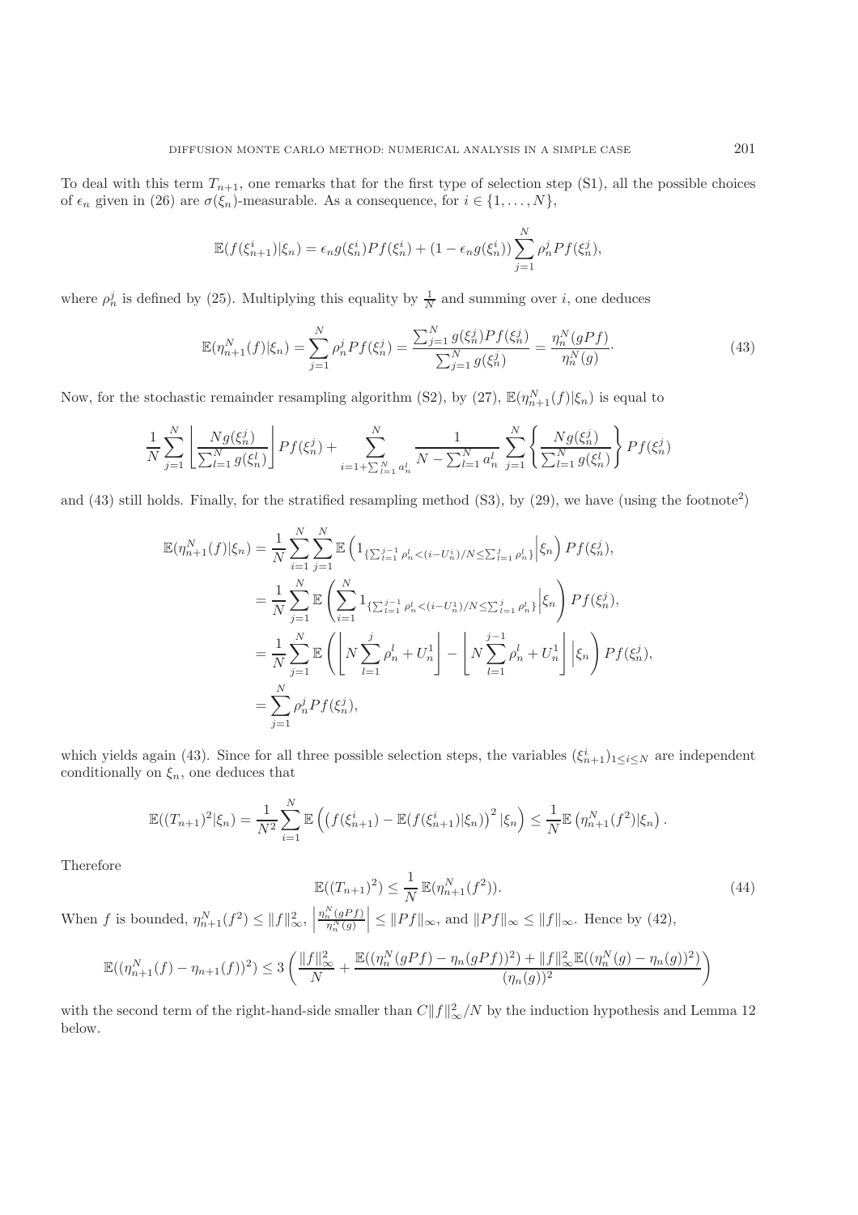To deal with this term $T_{n+1}$, one remarks that for the first type of selection step (S1), all the possible choices of $\epsilon_n$ given in (26) are $\sigma(\xi_n)$-measurable. As a consequence, for $i \in \{1, \ldots, N\}$,

$$\mathbb{E}(f(\xi_{n+1}^i)|\xi_n) = \epsilon_n g(\xi_n^i) Pf(\xi_n^i) + (1 - \epsilon_n g(\xi_n^i)) \sum_{j=1}^N \rho_n^j Pf(\xi_n^j),$$

where $\rho_n^j$ is defined by (25). Multiplying this equality by $\frac{1}{N}$ and summing over $i$, one deduces

$$\mathbb{E}(\eta_{n+1}^N(f)|\xi_n) = \sum_{j=1}^N \rho_n^j Pf(\xi_n^j) = \frac{\sum_{j=1}^N g(\xi_n^j) Pf(\xi_n^j)}{\sum_{j=1}^N g(\xi_n^j)} = \frac{\eta_n^N(gPf)}{\eta_n^N(g)} \cdot \tag{43}$$

Now, for the stochastic remainder resampling algorithm (S2), by (27), $\mathbb{E}(\eta_{n+1}^N(f)|\xi_n)$ is equal to

$$\frac{1}{N}\sum_{j=1}^N \left\lfloor \frac{Ng(\xi_n^j)}{\sum_{l=1}^N g(\xi_n^l)} \right\rfloor Pf(\xi_n^j) + \sum_{i=1+\sum_{l=1}^N a_n^l}^N \frac{1}{N - \sum_{l=1}^N a_n^l} \sum_{j=1}^N \left\{ \frac{Ng(\xi_n^j)}{\sum_{l=1}^N g(\xi_n^l)} \right\} Pf(\xi_n^j)$$

and (43) still holds. Finally, for the stratified resampling method (S3), by (29), we have (using the footnote[2])

$$\begin{aligned}
\mathbb{E}(\eta_{n+1}^N(f)|\xi_n) &= \frac{1}{N}\sum_{i=1}^N \sum_{j=1}^N \mathbb{E}\left( 1_{\{\sum_{l=1}^{j-1}\rho_n^l < (i-U_n^i)/N \le \sum_{l=1}^j \rho_n^l\}} \Big| \xi_n \right) Pf(\xi_n^j), \\
&= \frac{1}{N}\sum_{j=1}^N \mathbb{E}\left( \sum_{i=1}^N 1_{\{\sum_{l=1}^{j-1}\rho_n^l < (i-U_n^1)/N \le \sum_{l=1}^j \rho_n^l\}} \Big| \xi_n \right) Pf(\xi_n^j), \\
&= \frac{1}{N}\sum_{j=1}^N \mathbb{E}\left( \left\lfloor N\sum_{l=1}^j \rho_n^l + U_n^1 \right\rfloor - \left\lfloor N\sum_{l=1}^{j-1} \rho_n^l + U_n^1 \right\rfloor \Big| \xi_n \right) Pf(\xi_n^j), \\
&= \sum_{j=1}^N \rho_n^j Pf(\xi_n^j),
\end{aligned}$$

which yields again (43). Since for all three possible selection steps, the variables $(\xi_{n+1}^i)_{1\le i\le N}$ are independent conditionally on $\xi_n$, one deduces that

$$\mathbb{E}((T_{n+1})^2|\xi_n) = \frac{1}{N^2}\sum_{i=1}^N \mathbb{E}\left( \left(f(\xi_{n+1}^i) - \mathbb{E}(f(\xi_{n+1}^i)|\xi_n)\right)^2 |\xi_n \right) \le \frac{1}{N}\mathbb{E}\left(\eta_{n+1}^N(f^2)|\xi_n\right).$$

Therefore

$$\mathbb{E}((T_{n+1})^2) \le \frac{1}{N}\,\mathbb{E}(\eta_{n+1}^N(f^2)). \tag{44}$$

When $f$ is bounded, $\eta_{n+1}^N(f^2) \le \|f\|_\infty^2$, $\left|\frac{\eta_n^N(gPf)}{\eta_n^N(g)}\right| \le \|Pf\|_\infty$, and $\|Pf\|_\infty \le \|f\|_\infty$. Hence by (42),

$$\mathbb{E}((\eta_{n+1}^N(f) - \eta_{n+1}(f))^2) \le 3\left( \frac{\|f\|_\infty^2}{N} + \frac{\mathbb{E}((\eta_n^N(gPf) - \eta_n(gPf))^2) + \|f\|_\infty^2 \mathbb{E}((\eta_n^N(g) - \eta_n(g))^2)}{(\eta_n(g))^2} \right)$$

with the second term of the right-hand-side smaller than $C\|f\|_\infty^2/N$ by the induction hypothesis and Lemma 12 below.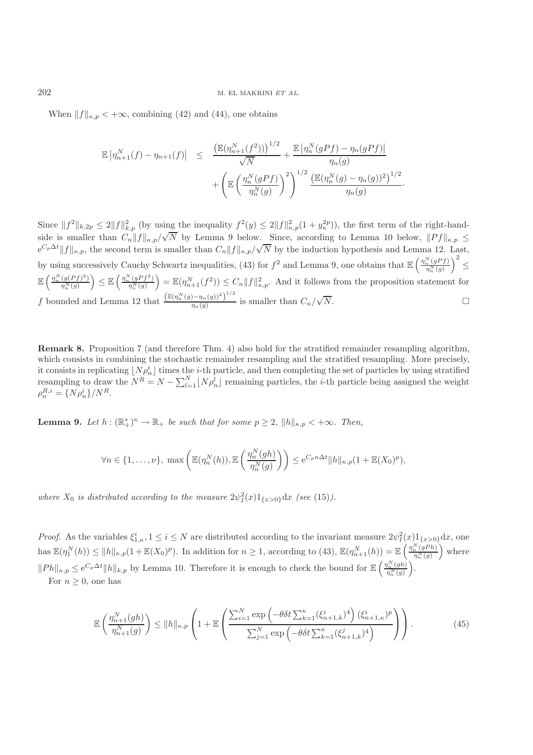When $\|f\|_{\kappa,p} < +\infty$, combining (42) and (44), one obtains

$$
\begin{aligned}
\mathbb{E}\left|\eta^N_{n+1}(f) - \eta_{n+1}(f)\right| \quad \leq \quad & \frac{\left(\mathbb{E}(\eta^N_{n+1}(f^2))\right)^{1/2}}{\sqrt{N}} + \frac{\mathbb{E}\left|\eta^N_n(gPf) - \eta_n(gPf)\right|}{\eta_n(g)} \\
& + \left(\mathbb{E}\left(\frac{\eta^N_n(gPf)}{\eta^N_n(g)}\right)^2\right)^{1/2} \frac{\left(\mathbb{E}(\eta^N_n(g) - \eta_n(g))^2\right)^{1/2}}{\eta_n(g)}.
\end{aligned}
$$

Since $\|f^2\|_{k,2p} \leq 2\|f\|^2_{k,p}$ (by using the inequality $f^2(y) \leq 2\|f\|^2_{\kappa,p}(1 + y_\kappa^{2p})$), the first term of the right-hand-side is smaller than $C_n\|f\|_{\kappa,p}/\sqrt{N}$ by Lemma 9 below. Since, according to Lemma 10 below, $\|Pf\|_{\kappa,p} \leq \mathrm{e}^{C_p\Delta t}\|f\|_{\kappa,p}$, the second term is smaller than $C_n\|f\|_{\kappa,p}/\sqrt{N}$ by the induction hypothesis and Lemma 12. Last, by using successively Cauchy Schwartz inequalities, (43) for $f^2$ and Lemma 9, one obtains that $\mathbb{E}\left(\frac{\eta^N_n(gPf)}{\eta^N_n(g)}\right)^2 \leq \mathbb{E}\left(\frac{\eta^N_n(g(Pf)^2)}{\eta^N_n(g)}\right) \leq \mathbb{E}\left(\frac{\eta^N_n(gPf^2)}{\eta^N_n(g)}\right) = \mathbb{E}(\eta^N_{n+1}(f^2)) \leq C_n\|f\|^2_{\kappa,p}$. And it follows from the proposition statement for $f$ bounded and Lemma 12 that $\frac{\left(\mathbb{E}(\eta^N_n(g) - \eta_n(g))^2\right)^{1/2}}{\eta_n(g)}$ is smaller than $C_n/\sqrt{N}$. $\square$

**Remark 8.** Proposition 7 (and therefore Thm. 4) also hold for the stratified remainder resampling algorithm, which consists in combining the stochastic remainder resampling and the stratified resampling. More precisely, it consists in replicating $\lfloor N\rho^i_n\rfloor$ times the $i$-th particle, and then completing the set of particles by using stratified resampling to draw the $N^R = N - \sum_{l=1}^N \lfloor N\rho^l_n\rfloor$ remaining particles, the $i$-th particle being assigned the weight $\rho^{R,i}_n = \{N\rho^i_n\}/N^R$.

**Lemma 9.** *Let $h : (\mathbb{R}^*_+)^\kappa \to \mathbb{R}_+$ be such that for some $p \geq 2$, $\|h\|_{\kappa,p} < +\infty$. Then,*

$$
\forall n \in \{1,\ldots,\nu\},\ \max\left(\mathbb{E}(\eta^N_n(h)), \mathbb{E}\left(\frac{\eta^N_n(gh)}{\eta^N_n(g)}\right)\right) \leq \mathrm{e}^{C_p n\Delta t}\|h\|_{\kappa,p}(1 + \mathbb{E}(X_0)^p),
$$

*where $X_0$ is distributed according to the measure $2\psi_I^2(x)1_{\{x>0\}}\mathrm{d}x$ (see (15)).*

*Proof.* As the variables $\xi^i_{1,\kappa}, 1 \leq i \leq N$ are distributed according to the invariant measure $2\psi_I^2(x)1_{\{x>0\}}\mathrm{d}x$, one has $\mathbb{E}(\eta^N_1(h)) \leq \|h\|_{\kappa,p}(1 + \mathbb{E}(X_0)^p)$. In addition for $n \geq 1$, according to (43), $\mathbb{E}(\eta^N_{n+1}(h)) = \mathbb{E}\left(\frac{\eta^N_n(gPh)}{\eta^N_n(g)}\right)$ where $\|Ph\|_{\kappa,p} \leq \mathrm{e}^{C_p\Delta t}\|h\|_{k,p}$ by Lemma 10. Therefore it is enough to check the bound for $\mathbb{E}\left(\frac{\eta^N_n(gh)}{\eta^N_n(g)}\right)$.

For $n \geq 0$, one has

$$
\mathbb{E}\left(\frac{\eta^N_{n+1}(gh)}{\eta^N_{n+1}(g)}\right) \leq \|h\|_{\kappa,p}\left(1 + \mathbb{E}\left(\frac{\sum_{i=1}^N \exp\left(-\theta\delta t\sum_{k=1}^\kappa (\xi^i_{n+1,k})^4\right)(\xi^i_{n+1,\kappa})^p}{\sum_{j=1}^N \exp\left(-\theta\delta t\sum_{k=1}^\kappa (\xi^j_{n+1,k})^4\right)}\right)\right). \tag{45}
$$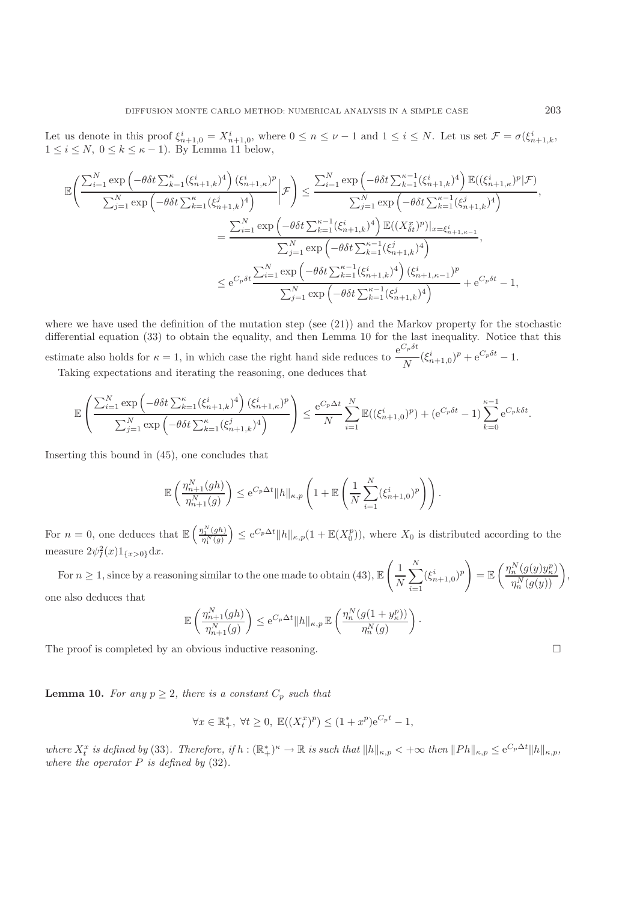Let us denote in this proof $\xi^i_{n+1,0} = X^i_{n+1,0}$, where $0 \le n \le \nu - 1$ and $1 \le i \le N$. Let us set $\mathcal{F} = \sigma(\xi^i_{n+1,k}, 1 \le i \le N,\ 0 \le k \le \kappa - 1)$. By Lemma 11 below,

$$
\begin{aligned}
\mathbb{E}\left( \frac{\sum_{i=1}^N \exp\left(-\theta\delta t \sum_{k=1}^{\kappa} (\xi^i_{n+1,k})^4\right) (\xi^i_{n+1,\kappa})^p}{\sum_{j=1}^N \exp\left(-\theta\delta t \sum_{k=1}^{\kappa} (\xi^j_{n+1,k})^4\right)} \middle| \mathcal{F} \right) &\le \frac{\sum_{i=1}^N \exp\left(-\theta\delta t \sum_{k=1}^{\kappa-1} (\xi^i_{n+1,k})^4\right) \mathbb{E}((\xi^i_{n+1,\kappa})^p|\mathcal{F})}{\sum_{j=1}^N \exp\left(-\theta\delta t \sum_{k=1}^{\kappa-1} (\xi^j_{n+1,k})^4\right)}, \\
&= \frac{\sum_{i=1}^N \exp\left(-\theta\delta t \sum_{k=1}^{\kappa-1} (\xi^i_{n+1,k})^4\right) \mathbb{E}((X^x_{\delta t})^p)|_{x=\xi^i_{n+1,\kappa-1}}}{\sum_{j=1}^N \exp\left(-\theta\delta t \sum_{k=1}^{\kappa-1} (\xi^j_{n+1,k})^4\right)}, \\
&\le \mathrm{e}^{C_p\delta t} \frac{\sum_{i=1}^N \exp\left(-\theta\delta t \sum_{k=1}^{\kappa-1} (\xi^i_{n+1,k})^4\right) (\xi^i_{n+1,\kappa-1})^p}{\sum_{j=1}^N \exp\left(-\theta\delta t \sum_{k=1}^{\kappa-1} (\xi^j_{n+1,k})^4\right)} + \mathrm{e}^{C_p\delta t} - 1,
\end{aligned}
$$

where we have used the definition of the mutation step (see (21)) and the Markov property for the stochastic differential equation (33) to obtain the equality, and then Lemma 10 for the last inequality. Notice that this estimate also holds for $\kappa = 1$, in which case the right hand side reduces to $\frac{\mathrm{e}^{C_p\delta t}}{N}(\xi^i_{n+1,0})^p + \mathrm{e}^{C_p\delta t} - 1$.

Taking expectations and iterating the reasoning, one deduces that

$$
\mathbb{E}\left( \frac{\sum_{i=1}^N \exp\left(-\theta\delta t \sum_{k=1}^{\kappa} (\xi^i_{n+1,k})^4\right) (\xi^i_{n+1,\kappa})^p}{\sum_{j=1}^N \exp\left(-\theta\delta t \sum_{k=1}^{\kappa} (\xi^j_{n+1,k})^4\right)} \right) \le \frac{\mathrm{e}^{C_p\Delta t}}{N} \sum_{i=1}^N \mathbb{E}((\xi^i_{n+1,0})^p) + (\mathrm{e}^{C_p\delta t} - 1) \sum_{k=0}^{\kappa-1} \mathrm{e}^{C_p k\delta t}.
$$

Inserting this bound in (45), one concludes that

$$
\mathbb{E}\left( \frac{\eta^N_{n+1}(gh)}{\eta^N_{n+1}(g)} \right) \le \mathrm{e}^{C_p\Delta t} \|h\|_{\kappa,p} \left( 1 + \mathbb{E}\left( \frac{1}{N} \sum_{i=1}^N (\xi^i_{n+1,0})^p \right) \right).
$$

For $n = 0$, one deduces that $\mathbb{E}\left(\frac{\eta^N_1(gh)}{\eta^N_1(g)}\right) \le \mathrm{e}^{C_p\Delta t}\|h\|_{\kappa,p}(1 + \mathbb{E}(X_0^p))$, where $X_0$ is distributed according to the measure $2\psi_I^2(x)1_{\{x>0\}}\mathrm{d}x$.

For $n \ge 1$, since by a reasoning similar to the one made to obtain (43), $\mathbb{E}\left( \frac{1}{N} \sum_{i=1}^N (\xi^i_{n+1,0})^p \right) = \mathbb{E}\left( \frac{\eta^N_n(g(y)y^p_\kappa)}{\eta^N_n(g(y))} \right)$, one also deduces that

$$
\mathbb{E}\left( \frac{\eta^N_{n+1}(gh)}{\eta^N_{n+1}(g)} \right) \le \mathrm{e}^{C_p\Delta t} \|h\|_{\kappa,p} \, \mathbb{E}\left( \frac{\eta^N_n(g(1 + y^p_\kappa))}{\eta^N_n(g)} \right).
$$

The proof is completed by an obvious inductive reasoning. □

**Lemma 10.** *For any $p \ge 2$, there is a constant $C_p$ such that*

$$
\forall x \in \mathbb{R}^*_+,\ \forall t \ge 0,\ \mathbb{E}((X^x_t)^p) \le (1 + x^p)\mathrm{e}^{C_p t} - 1,
$$

*where $X^x_t$ is defined by (33). Therefore, if $h : (\mathbb{R}^*_+)^\kappa \to \mathbb{R}$ is such that $\|h\|_{\kappa,p} < +\infty$ then $\|Ph\|_{\kappa,p} \le \mathrm{e}^{C_p\Delta t}\|h\|_{\kappa,p}$, where the operator $P$ is defined by (32).*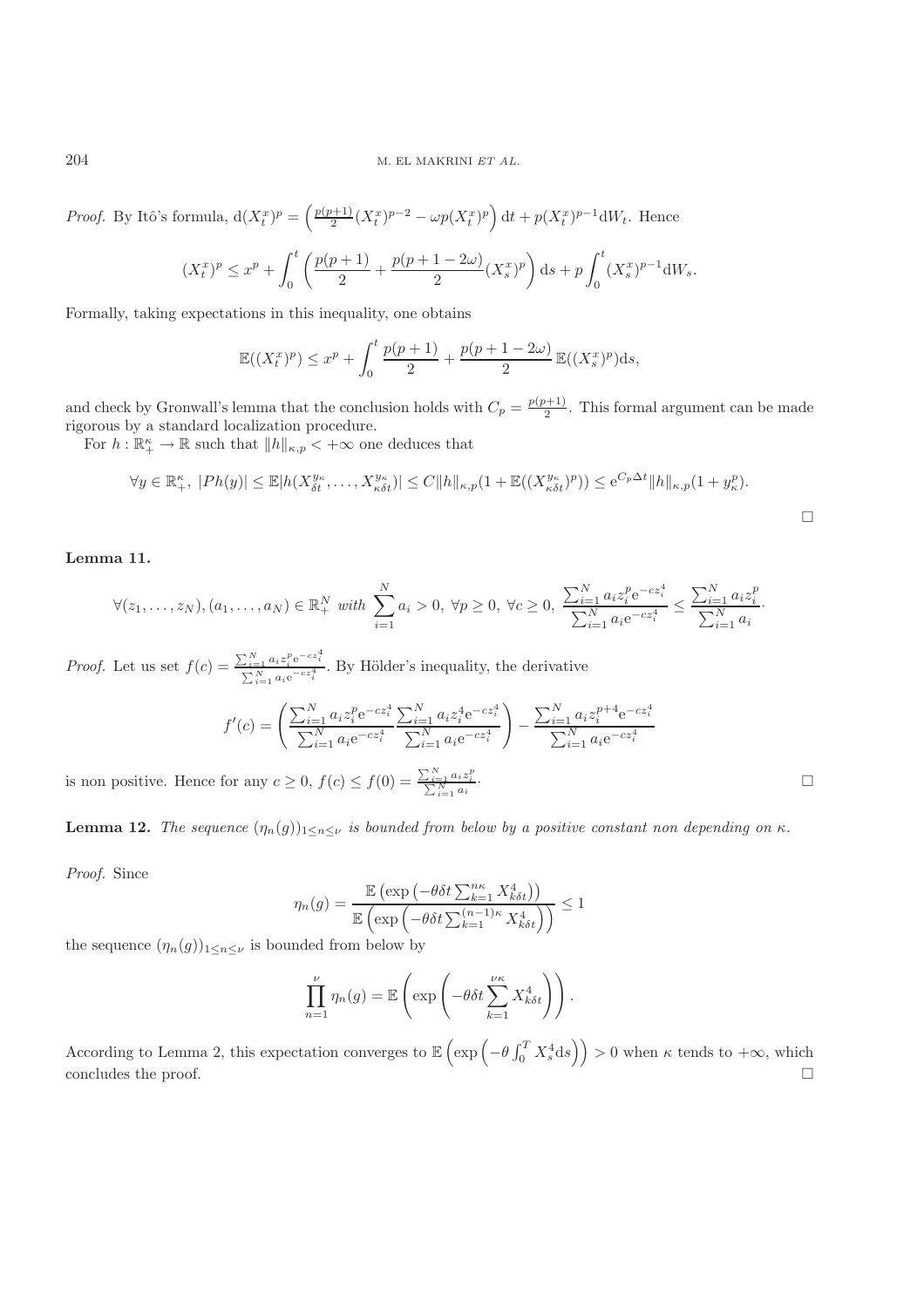*Proof.* By Itô's formula, $\mathrm{d}(X_t^x)^p = \left(\frac{p(p+1)}{2}(X_t^x)^{p-2} - \omega p(X_t^x)^p\right)\mathrm{d}t + p(X_t^x)^{p-1}\mathrm{d}W_t$. Hence

$$(X_t^x)^p \leq x^p + \int_0^t \left(\frac{p(p+1)}{2} + \frac{p(p+1-2\omega)}{2}(X_s^x)^p\right)\mathrm{d}s + p\int_0^t (X_s^x)^{p-1}\mathrm{d}W_s.$$

Formally, taking expectations in this inequality, one obtains

$$\mathbb{E}((X_t^x)^p) \leq x^p + \int_0^t \frac{p(p+1)}{2} + \frac{p(p+1-2\omega)}{2}\,\mathbb{E}((X_s^x)^p)\mathrm{d}s,$$

and check by Gronwall's lemma that the conclusion holds with $C_p = \frac{p(p+1)}{2}$. This formal argument can be made rigorous by a standard localization procedure.

For $h : \mathbb{R}_+^\kappa \to \mathbb{R}$ such that $\|h\|_{\kappa,p} < +\infty$ one deduces that

$$\forall y \in \mathbb{R}_+^\kappa,\ |Ph(y)| \leq \mathbb{E}|h(X_{\delta t}^{y_\kappa}, \ldots, X_{\kappa\delta t}^{y_\kappa})| \leq C\|h\|_{\kappa,p}(1 + \mathbb{E}((X_{\kappa\delta t}^{y_\kappa})^p)) \leq \mathrm{e}^{C_p\Delta t}\|h\|_{\kappa,p}(1 + y_\kappa^p).$$

□

**Lemma 11.**

$$\forall (z_1, \ldots, z_N), (a_1, \ldots, a_N) \in \mathbb{R}_+^N \text{ with } \sum_{i=1}^N a_i > 0,\ \forall p \geq 0,\ \forall c \geq 0,\ \frac{\sum_{i=1}^N a_i z_i^p \mathrm{e}^{-cz_i^4}}{\sum_{i=1}^N a_i \mathrm{e}^{-cz_i^4}} \leq \frac{\sum_{i=1}^N a_i z_i^p}{\sum_{i=1}^N a_i}.$$

*Proof.* Let us set $f(c) = \frac{\sum_{i=1}^N a_i z_i^p \mathrm{e}^{-cz_i^4}}{\sum_{i=1}^N a_i \mathrm{e}^{-cz_i^4}}$. By Hölder's inequality, the derivative

$$f'(c) = \left(\frac{\sum_{i=1}^N a_i z_i^p \mathrm{e}^{-cz_i^4}}{\sum_{i=1}^N a_i \mathrm{e}^{-cz_i^4}} \frac{\sum_{i=1}^N a_i z_i^4 \mathrm{e}^{-cz_i^4}}{\sum_{i=1}^N a_i \mathrm{e}^{-cz_i^4}}\right) - \frac{\sum_{i=1}^N a_i z_i^{p+4} \mathrm{e}^{-cz_i^4}}{\sum_{i=1}^N a_i \mathrm{e}^{-cz_i^4}}$$

is non positive. Hence for any $c \geq 0$, $f(c) \leq f(0) = \frac{\sum_{i=1}^N a_i z_i^p}{\sum_{i=1}^N a_i}$. □

**Lemma 12.** *The sequence $(\eta_n(g))_{1\leq n\leq \nu}$ is bounded from below by a positive constant non depending on $\kappa$.*

*Proof.* Since

$$\eta_n(g) = \frac{\mathbb{E}\left(\exp\left(-\theta\delta t\sum_{k=1}^{n\kappa} X_{k\delta t}^4\right)\right)}{\mathbb{E}\left(\exp\left(-\theta\delta t\sum_{k=1}^{(n-1)\kappa} X_{k\delta t}^4\right)\right)} \leq 1$$

the sequence $(\eta_n(g))_{1\leq n\leq \nu}$ is bounded from below by

$$\prod_{n=1}^{\nu} \eta_n(g) = \mathbb{E}\left(\exp\left(-\theta\delta t\sum_{k=1}^{\nu\kappa} X_{k\delta t}^4\right)\right).$$

According to Lemma 2, this expectation converges to $\mathbb{E}\left(\exp\left(-\theta\int_0^T X_s^4\mathrm{d}s\right)\right) > 0$ when $\kappa$ tends to $+\infty$, which concludes the proof. □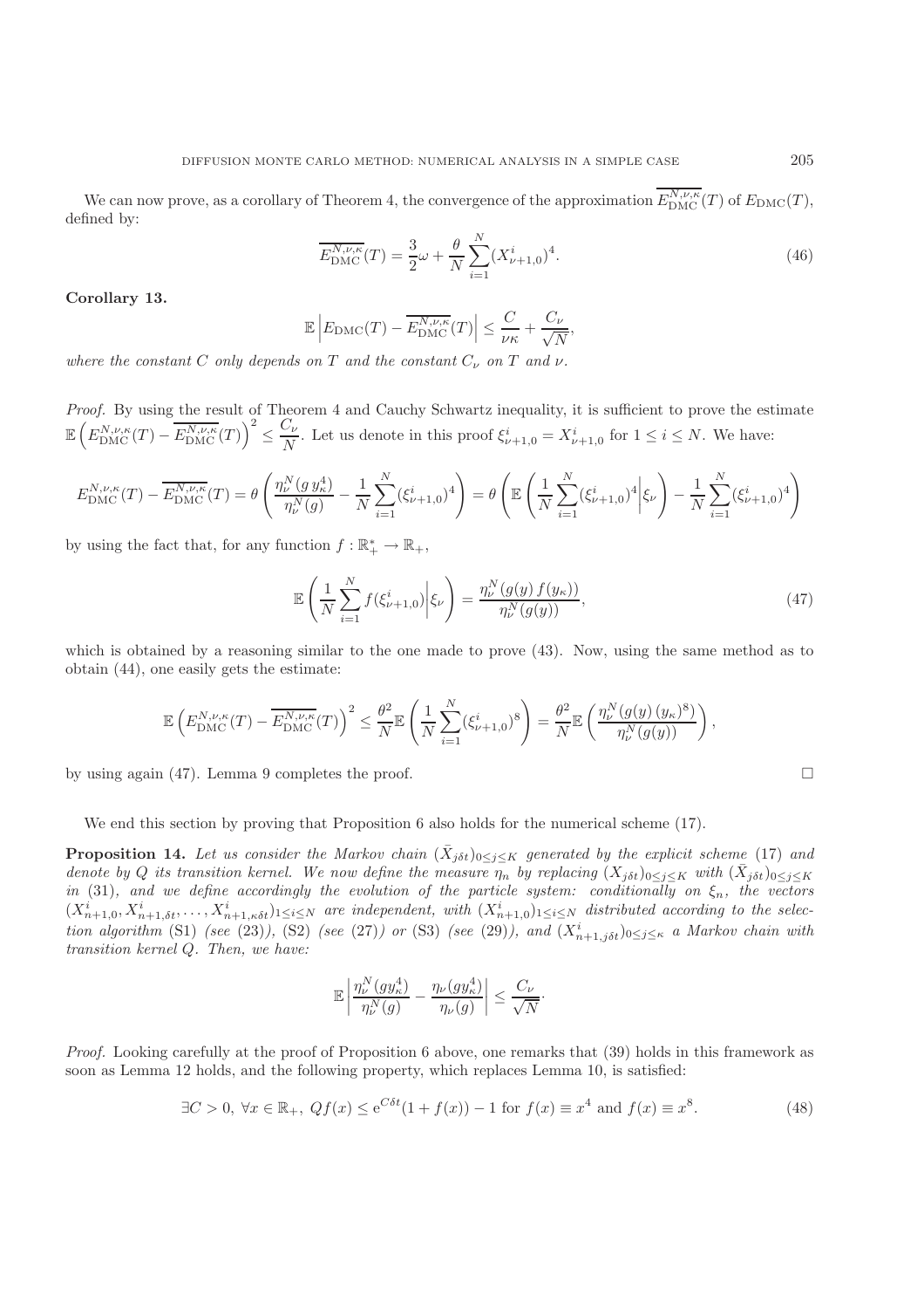We can now prove, as a corollary of Theorem 4, the convergence of the approximation $\overline{E_{\rm DMC}^{N,\nu,\kappa}}(T)$ of $E_{\rm DMC}(T)$, defined by:

$$\overline{E_{\rm DMC}^{N,\nu,\kappa}}(T) = \frac{3}{2}\omega + \frac{\theta}{N}\sum_{i=1}^{N}(X_{\nu+1,0}^i)^4. \tag{46}$$

**Corollary 13.**

$$\mathbb{E}\left|E_{\rm DMC}(T) - \overline{E_{\rm DMC}^{N,\nu,\kappa}}(T)\right| \le \frac{C}{\nu\kappa} + \frac{C_\nu}{\sqrt{N}},$$

*where the constant $C$ only depends on $T$ and the constant $C_\nu$ on $T$ and $\nu$.*

*Proof.* By using the result of Theorem 4 and Cauchy Schwartz inequality, it is sufficient to prove the estimate $\mathbb{E}\left(E_{\rm DMC}^{N,\nu,\kappa}(T) - \overline{E_{\rm DMC}^{N,\nu,\kappa}}(T)\right)^2 \le \frac{C_\nu}{N}$. Let us denote in this proof $\xi_{\nu+1,0}^i = X_{\nu+1,0}^i$ for $1 \le i \le N$. We have:

$$E_{\rm DMC}^{N,\nu,\kappa}(T) - \overline{E_{\rm DMC}^{N,\nu,\kappa}}(T) = \theta\left(\frac{\eta_\nu^N(g\,y_\kappa^4)}{\eta_\nu^N(g)} - \frac{1}{N}\sum_{i=1}^N(\xi_{\nu+1,0}^i)^4\right) = \theta\left(\mathbb{E}\left(\frac{1}{N}\sum_{i=1}^N(\xi_{\nu+1,0}^i)^4\middle|\xi_\nu\right) - \frac{1}{N}\sum_{i=1}^N(\xi_{\nu+1,0}^i)^4\right)$$

by using the fact that, for any function $f:\mathbb{R}_+^* \to \mathbb{R}_+$,

$$\mathbb{E}\left(\frac{1}{N}\sum_{i=1}^N f(\xi_{\nu+1,0}^i)\middle|\xi_\nu\right) = \frac{\eta_\nu^N(g(y)\,f(y_\kappa))}{\eta_\nu^N(g(y))}, \tag{47}$$

which is obtained by a reasoning similar to the one made to prove (43). Now, using the same method as to obtain (44), one easily gets the estimate:

$$\mathbb{E}\left(E_{\rm DMC}^{N,\nu,\kappa}(T) - \overline{E_{\rm DMC}^{N,\nu,\kappa}}(T)\right)^2 \le \frac{\theta^2}{N}\mathbb{E}\left(\frac{1}{N}\sum_{i=1}^N(\xi_{\nu+1,0}^i)^8\right) = \frac{\theta^2}{N}\mathbb{E}\left(\frac{\eta_\nu^N(g(y)\,(y_\kappa)^8)}{\eta_\nu^N(g(y))}\right),$$

by using again (47). Lemma 9 completes the proof. $\square$

We end this section by proving that Proposition 6 also holds for the numerical scheme (17).

**Proposition 14.** *Let us consider the Markov chain $(\bar{X}_{j\delta t})_{0\le j\le K}$ generated by the explicit scheme* (17) *and denote by $Q$ its transition kernel. We now define the measure $\eta_n$ by replacing $(X_{j\delta t})_{0\le j\le K}$ with $(\bar{X}_{j\delta t})_{0\le j\le K}$ in* (31)*, and we define accordingly the evolution of the particle system: conditionally on $\xi_n$, the vectors $(X_{n+1,0}^i, X_{n+1,\delta t}^i, \ldots, X_{n+1,\kappa\delta t}^i)_{1\le i\le N}$ are independent, with $(X_{n+1,0}^i)_{1\le i\le N}$ distributed according to the selection algorithm* (S1) *(see* (23)*),* (S2) *(see* (27)*) or* (S3) *(see* (29)*), and $(X_{n+1,j\delta t}^i)_{0\le j\le\kappa}$ a Markov chain with transition kernel $Q$. Then, we have:*

$$\mathbb{E}\left|\frac{\eta_\nu^N(gy_\kappa^4)}{\eta_\nu^N(g)} - \frac{\eta_\nu(gy_\kappa^4)}{\eta_\nu(g)}\right| \le \frac{C_\nu}{\sqrt{N}}.$$

*Proof.* Looking carefully at the proof of Proposition 6 above, one remarks that (39) holds in this framework as soon as Lemma 12 holds, and the following property, which replaces Lemma 10, is satisfied:

$$\exists C > 0,\ \forall x \in \mathbb{R}_+,\ Qf(x) \le e^{C\delta t}(1 + f(x)) - 1 \text{ for } f(x) \equiv x^4 \text{ and } f(x) \equiv x^8. \tag{48}$$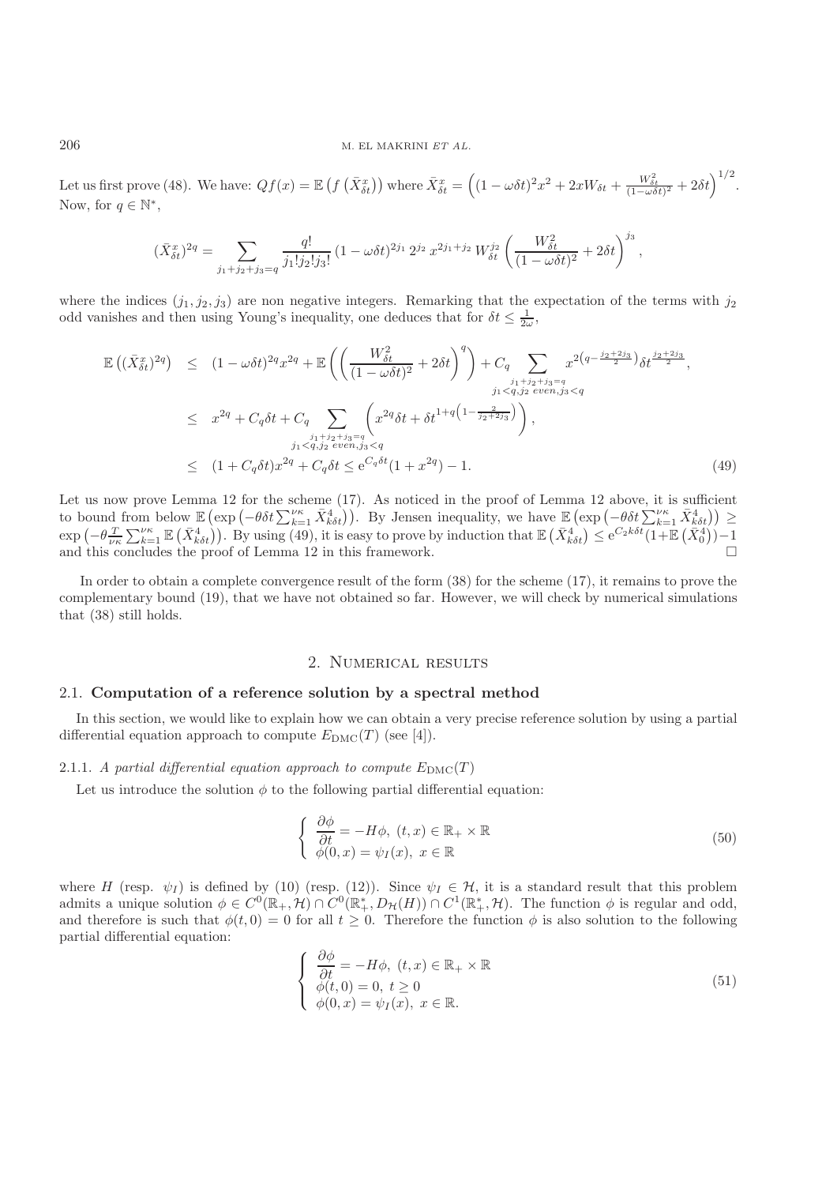Let us first prove (48). We have: $Qf(x) = \mathbb{E}\left(f\left(\bar{X}_{\delta t}^x\right)\right)$ where $\bar{X}_{\delta t}^x = \left((1-\omega\delta t)^2 x^2 + 2xW_{\delta t} + \frac{W_{\delta t}^2}{(1-\omega\delta t)^2} + 2\delta t\right)^{1/2}$. Now, for $q \in \mathbb{N}^*$,

$$(\bar{X}_{\delta t}^x)^{2q} = \sum_{j_1+j_2+j_3=q} \frac{q!}{j_1! j_2! j_3!} (1-\omega\delta t)^{2j_1}\, 2^{j_2}\, x^{2j_1+j_2}\, W_{\delta t}^{j_2} \left(\frac{W_{\delta t}^2}{(1-\omega\delta t)^2} + 2\delta t\right)^{j_3},$$

where the indices $(j_1, j_2, j_3)$ are non negative integers. Remarking that the expectation of the terms with $j_2$ odd vanishes and then using Young's inequality, one deduces that for $\delta t \leq \frac{1}{2\omega}$,

$$\begin{aligned}
\mathbb{E}\left((\bar{X}_{\delta t}^x)^{2q}\right) &\leq (1-\omega\delta t)^{2q} x^{2q} + \mathbb{E}\left(\left(\frac{W_{\delta t}^2}{(1-\omega\delta t)^2} + 2\delta t\right)^q\right) + C_q \sum_{\substack{j_1+j_2+j_3=q \\ j_1<q, j_2 \text{ even}, j_3<q}} x^{2\left(q-\frac{j_2+2j_3}{2}\right)} \delta t^{\frac{j_2+2j_3}{2}}, \\
&\leq x^{2q} + C_q\delta t + C_q \sum_{\substack{j_1+j_2+j_3=q \\ j_1<q, j_2 \text{ even}, j_3<q}} \left(x^{2q}\delta t + \delta t^{1+q\left(1-\frac{2}{j_2+2j_3}\right)}\right), \\
&\leq (1+C_q\delta t)x^{2q} + C_q\delta t \leq \mathrm{e}^{C_q\delta t}(1+x^{2q}) - 1. \qquad (49)
\end{aligned}$$

Let us now prove Lemma 12 for the scheme (17). As noticed in the proof of Lemma 12 above, it is sufficient to bound from below $\mathbb{E}\left(\exp\left(-\theta\delta t \sum_{k=1}^{\nu_\kappa} \bar{X}_{k\delta t}^4\right)\right)$. By Jensen inequality, we have $\mathbb{E}\left(\exp\left(-\theta\delta t \sum_{k=1}^{\nu_\kappa} \bar{X}_{k\delta t}^4\right)\right) \geq \exp\left(-\theta\frac{T}{\nu_\kappa} \sum_{k=1}^{\nu_\kappa} \mathbb{E}\left(\bar{X}_{k\delta t}^4\right)\right)$. By using (49), it is easy to prove by induction that $\mathbb{E}\left(\bar{X}_{k\delta t}^4\right) \leq \mathrm{e}^{C_2 k\delta t}(1+\mathbb{E}\left(\bar{X}_0^4\right)) - 1$ and this concludes the proof of Lemma 12 in this framework. $\square$

In order to obtain a complete convergence result of the form (38) for the scheme (17), it remains to prove the complementary bound (19), that we have not obtained so far. However, we will check by numerical simulations that (38) still holds.

## 2. Numerical results

### 2.1. Computation of a reference solution by a spectral method

In this section, we would like to explain how we can obtain a very precise reference solution by using a partial differential equation approach to compute $E_{\mathrm{DMC}}(T)$ (see [4]).

#### 2.1.1. *A partial differential equation approach to compute $E_{\mathrm{DMC}}(T)$*

Let us introduce the solution $\phi$ to the following partial differential equation:

$$\begin{cases} \dfrac{\partial\phi}{\partial t} = -H\phi,\ (t,x) \in \mathbb{R}_+ \times \mathbb{R} \\ \phi(0,x) = \psi_I(x),\ x \in \mathbb{R} \end{cases} \qquad (50)$$

where $H$ (resp. $\psi_I$) is defined by (10) (resp. (12)). Since $\psi_I \in \mathcal{H}$, it is a standard result that this problem admits a unique solution $\phi \in C^0(\mathbb{R}_+, \mathcal{H}) \cap C^0(\mathbb{R}_+^*, D_{\mathcal{H}}(H)) \cap C^1(\mathbb{R}_+^*, \mathcal{H})$. The function $\phi$ is regular and odd, and therefore is such that $\phi(t,0) = 0$ for all $t \geq 0$. Therefore the function $\phi$ is also solution to the following partial differential equation:

$$\begin{cases} \dfrac{\partial\phi}{\partial t} = -H\phi,\ (t,x) \in \mathbb{R}_+ \times \mathbb{R} \\ \phi(t,0) = 0,\ t \geq 0 \\ \phi(0,x) = \psi_I(x),\ x \in \mathbb{R}. \end{cases} \qquad (51)$$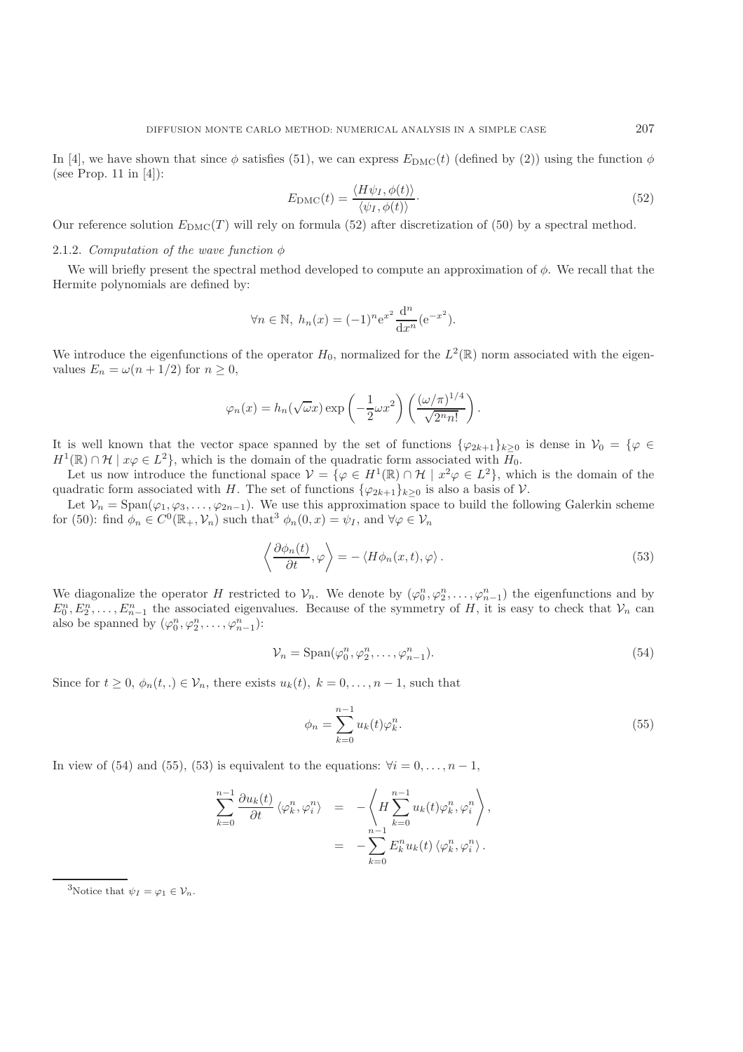In [4], we have shown that since $\phi$ satisfies (51), we can express $E_{\mathrm{DMC}}(t)$ (defined by (2)) using the function $\phi$ (see Prop. 11 in [4]):

$$E_{\mathrm{DMC}}(t) = \frac{\langle H\psi_I, \phi(t)\rangle}{\langle \psi_I, \phi(t)\rangle}. \tag{52}$$

Our reference solution $E_{\mathrm{DMC}}(T)$ will rely on formula (52) after discretization of (50) by a spectral method.

### 2.1.2. *Computation of the wave function* $\phi$

We will briefly present the spectral method developed to compute an approximation of $\phi$. We recall that the Hermite polynomials are defined by:

$$\forall n \in \mathbb{N},\ h_n(x) = (-1)^n \mathrm{e}^{x^2} \frac{\mathrm{d}^n}{\mathrm{d}x^n}(\mathrm{e}^{-x^2}).$$

We introduce the eigenfunctions of the operator $H_0$, normalized for the $L^2(\mathbb{R})$ norm associated with the eigenvalues $E_n = \omega(n + 1/2)$ for $n \geq 0$,

$$\varphi_n(x) = h_n(\sqrt{\omega}x) \exp\left(-\frac{1}{2}\omega x^2\right) \left(\frac{(\omega/\pi)^{1/4}}{\sqrt{2^n n!}}\right).$$

It is well known that the vector space spanned by the set of functions $\{\varphi_{2k+1}\}_{k\geq 0}$ is dense in $\mathcal{V}_0 = \{\varphi \in H^1(\mathbb{R}) \cap \mathcal{H} \mid x\varphi \in L^2\}$, which is the domain of the quadratic form associated with $H_0$.

Let us now introduce the functional space $\mathcal{V} = \{\varphi \in H^1(\mathbb{R}) \cap \mathcal{H} \mid x^2\varphi \in L^2\}$, which is the domain of the quadratic form associated with $H$. The set of functions $\{\varphi_{2k+1}\}_{k\geq 0}$ is also a basis of $\mathcal{V}$.

Let $\mathcal{V}_n = \mathrm{Span}(\varphi_1, \varphi_3, \ldots, \varphi_{2n-1})$. We use this approximation space to build the following Galerkin scheme for (50): find $\phi_n \in C^0(\mathbb{R}_+, \mathcal{V}_n)$ such that[3] $\phi_n(0, x) = \psi_I$, and $\forall \varphi \in \mathcal{V}_n$

$$\left\langle \frac{\partial \phi_n(t)}{\partial t}, \varphi \right\rangle = -\left\langle H\phi_n(x,t), \varphi \right\rangle. \tag{53}$$

We diagonalize the operator $H$ restricted to $\mathcal{V}_n$. We denote by $(\varphi_0^n, \varphi_2^n, \ldots, \varphi_{n-1}^n)$ the eigenfunctions and by $E_0^n, E_2^n, \ldots, E_{n-1}^n$ the associated eigenvalues. Because of the symmetry of $H$, it is easy to check that $\mathcal{V}_n$ can also be spanned by $(\varphi_0^n, \varphi_2^n, \ldots, \varphi_{n-1}^n)$:

$$\mathcal{V}_n = \mathrm{Span}(\varphi_0^n, \varphi_2^n, \ldots, \varphi_{n-1}^n). \tag{54}$$

Since for $t \geq 0$, $\phi_n(t, .) \in \mathcal{V}_n$, there exists $u_k(t)$, $k = 0, \ldots, n-1$, such that

$$\phi_n = \sum_{k=0}^{n-1} u_k(t)\varphi_k^n. \tag{55}$$

In view of (54) and (55), (53) is equivalent to the equations: $\forall i = 0, \ldots, n-1$,

$$\begin{aligned}
\sum_{k=0}^{n-1} \frac{\partial u_k(t)}{\partial t} \langle \varphi_k^n, \varphi_i^n \rangle &= -\left\langle H \sum_{k=0}^{n-1} u_k(t)\varphi_k^n, \varphi_i^n \right\rangle, \\
&= -\sum_{k=0}^{n-1} E_k^n u_k(t) \langle \varphi_k^n, \varphi_i^n \rangle.
\end{aligned}$$

[3] Notice that $\psi_I = \varphi_1 \in \mathcal{V}_n$.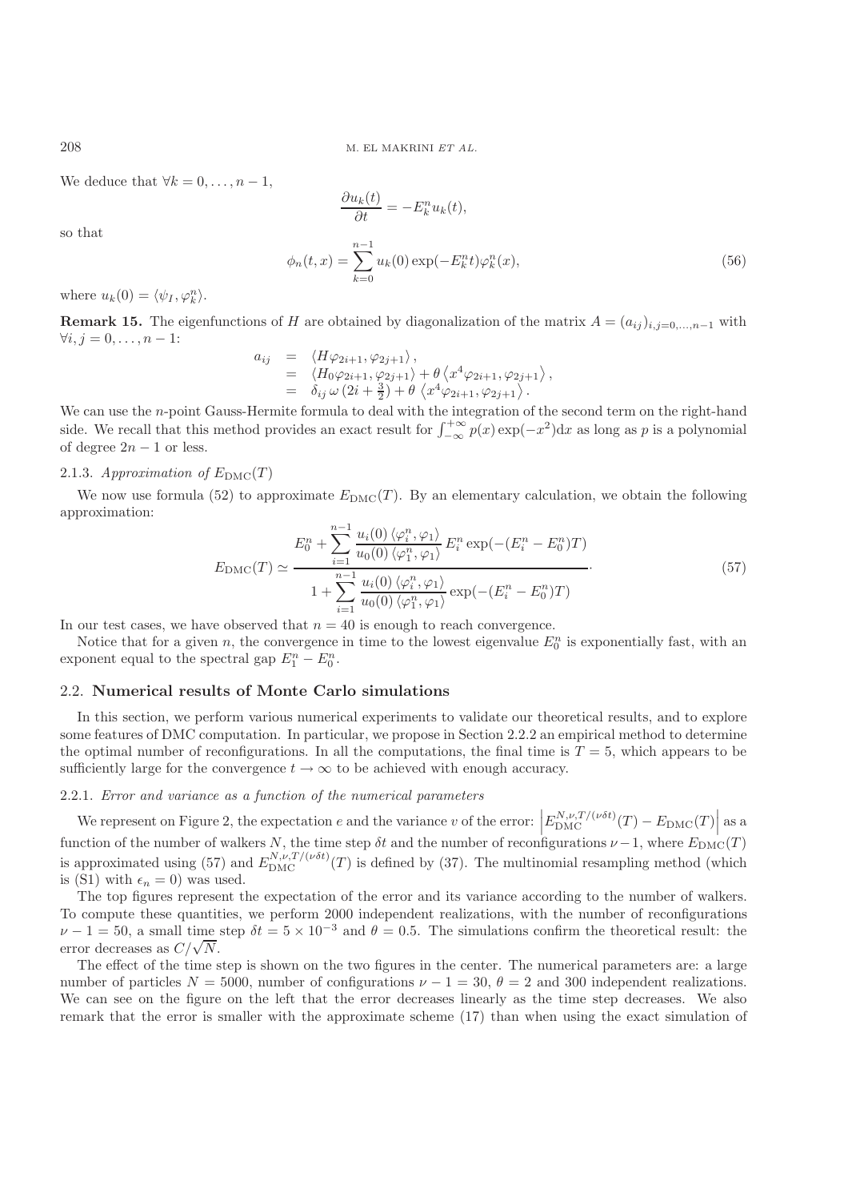We deduce that $\forall k = 0, \ldots, n-1$,

$$\frac{\partial u_k(t)}{\partial t} = -E_k^n u_k(t),$$

so that

$$\phi_n(t,x) = \sum_{k=0}^{n-1} u_k(0) \exp(-E_k^n t) \varphi_k^n(x), \tag{56}$$

where $u_k(0) = \langle \psi_I, \varphi_k^n \rangle$.

**Remark 15.** The eigenfunctions of $H$ are obtained by diagonalization of the matrix $A = (a_{ij})_{i,j=0,\ldots,n-1}$ with $\forall i, j = 0, \ldots, n-1$:

$$\begin{aligned} a_{ij} &= \langle H\varphi_{2i+1}, \varphi_{2j+1} \rangle, \\ &= \langle H_0 \varphi_{2i+1}, \varphi_{2j+1} \rangle + \theta \left\langle x^4 \varphi_{2i+1}, \varphi_{2j+1} \right\rangle, \\ &= \delta_{ij}\, \omega\, (2i + \tfrac{3}{2}) + \theta \left\langle x^4 \varphi_{2i+1}, \varphi_{2j+1} \right\rangle. \end{aligned}$$

We can use the $n$-point Gauss-Hermite formula to deal with the integration of the second term on the right-hand side. We recall that this method provides an exact result for $\int_{-\infty}^{+\infty} p(x) \exp(-x^2) \mathrm{d}x$ as long as $p$ is a polynomial of degree $2n-1$ or less.

### 2.1.3. *Approximation of $E_{\mathrm{DMC}}(T)$*

We now use formula (52) to approximate $E_{\mathrm{DMC}}(T)$. By an elementary calculation, we obtain the following approximation:

$$E_{\mathrm{DMC}}(T) \simeq \frac{E_0^n + \displaystyle\sum_{i=1}^{n-1} \frac{u_i(0) \langle \varphi_i^n, \varphi_1 \rangle}{u_0(0) \langle \varphi_1^n, \varphi_1 \rangle} E_i^n \exp(-(E_i^n - E_0^n)T)}{1 + \displaystyle\sum_{i=1}^{n-1} \frac{u_i(0) \langle \varphi_i^n, \varphi_1 \rangle}{u_0(0) \langle \varphi_1^n, \varphi_1 \rangle} \exp(-(E_i^n - E_0^n)T)} \cdot \tag{57}$$

In our test cases, we have observed that $n = 40$ is enough to reach convergence.

Notice that for a given $n$, the convergence in time to the lowest eigenvalue $E_0^n$ is exponentially fast, with an exponent equal to the spectral gap $E_1^n - E_0^n$.

## 2.2. **Numerical results of Monte Carlo simulations**

In this section, we perform various numerical experiments to validate our theoretical results, and to explore some features of DMC computation. In particular, we propose in Section 2.2.2 an empirical method to determine the optimal number of reconfigurations. In all the computations, the final time is $T = 5$, which appears to be sufficiently large for the convergence $t \to \infty$ to be achieved with enough accuracy.

### 2.2.1. *Error and variance as a function of the numerical parameters*

We represent on Figure 2, the expectation $e$ and the variance $v$ of the error: $\left| E_{\mathrm{DMC}}^{N,\nu,T/(\nu\delta t)}(T) - E_{\mathrm{DMC}}(T) \right|$ as a function of the number of walkers $N$, the time step $\delta t$ and the number of reconfigurations $\nu - 1$, where $E_{\mathrm{DMC}}(T)$ is approximated using (57) and $E_{\mathrm{DMC}}^{N,\nu,T/(\nu\delta t)}(T)$ is defined by (37). The multinomial resampling method (which is (S1) with $\epsilon_n = 0$) was used.

The top figures represent the expectation of the error and its variance according to the number of walkers. To compute these quantities, we perform 2000 independent realizations, with the number of reconfigurations $\nu - 1 = 50$, a small time step $\delta t = 5 \times 10^{-3}$ and $\theta = 0.5$. The simulations confirm the theoretical result: the error decreases as $C/\sqrt{N}$.

The effect of the time step is shown on the two figures in the center. The numerical parameters are: a large number of particles $N = 5000$, number of configurations $\nu - 1 = 30$, $\theta = 2$ and 300 independent realizations. We can see on the figure on the left that the error decreases linearly as the time step decreases. We also remark that the error is smaller with the approximate scheme (17) than when using the exact simulation of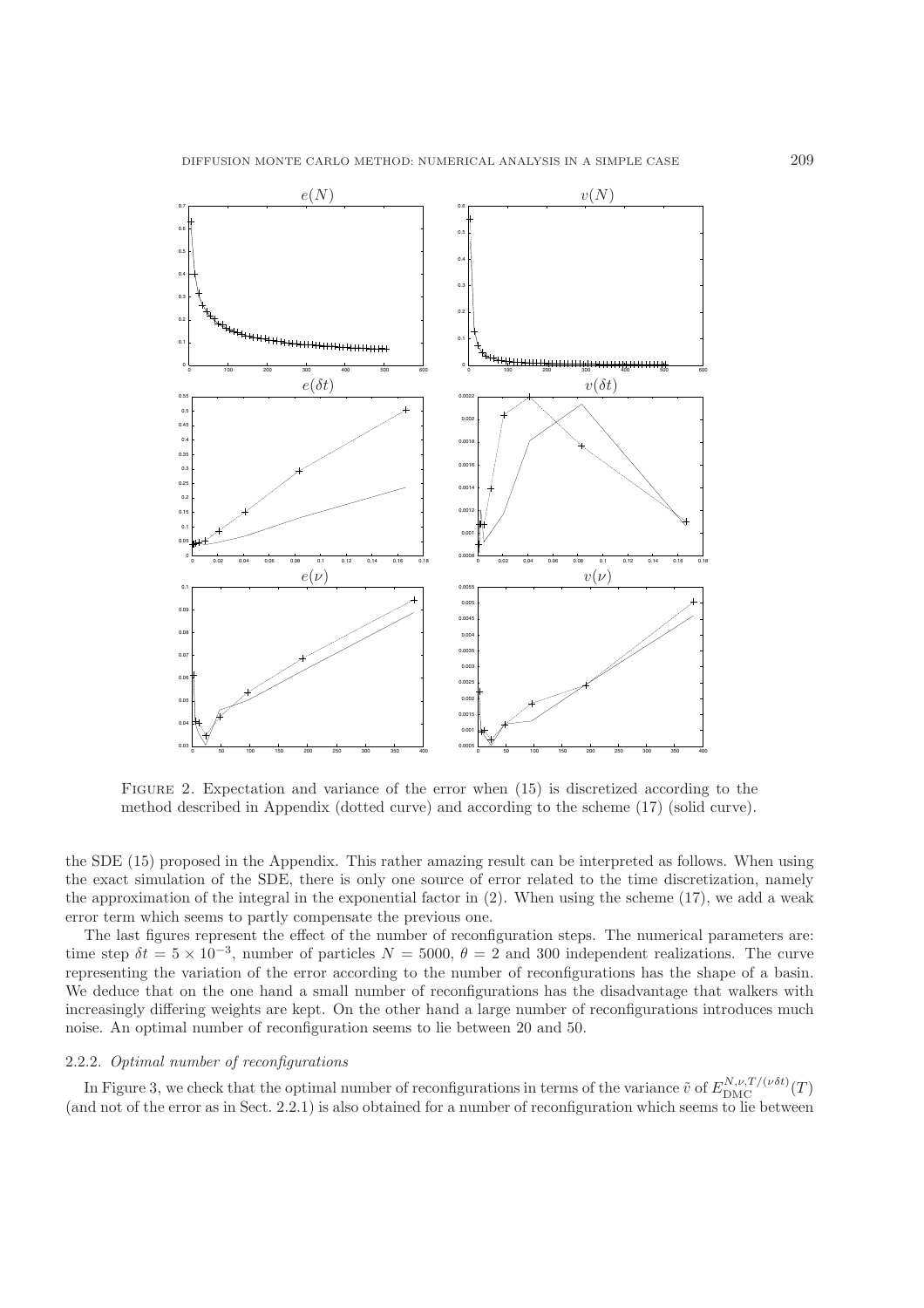FIGURE 2. Expectation and variance of the error when (15) is discretized according to the method described in Appendix (dotted curve) and according to the scheme (17) (solid curve).

the SDE (15) proposed in the Appendix. This rather amazing result can be interpreted as follows. When using the exact simulation of the SDE, there is only one source of error related to the time discretization, namely the approximation of the integral in the exponential factor in (2). When using the scheme (17), we add a weak error term which seems to partly compensate the previous one.

The last figures represent the effect of the number of reconfiguration steps. The numerical parameters are: time step $\delta t = 5 \times 10^{-3}$, number of particles $N = 5000$, $\theta = 2$ and 300 independent realizations. The curve representing the variation of the error according to the number of reconfigurations has the shape of a basin. We deduce that on the one hand a small number of reconfigurations has the disadvantage that walkers with increasingly differing weights are kept. On the other hand a large number of reconfigurations introduces much noise. An optimal number of reconfiguration seems to lie between 20 and 50.

#### 2.2.2. *Optimal number of reconfigurations*

In Figure 3, we check that the optimal number of reconfigurations in terms of the variance $\tilde{v}$ of $E_{\rm DMC}^{N,\nu,T/(\nu\delta t)}(T)$ (and not of the error as in Sect. 2.2.1) is also obtained for a number of reconfiguration which seems to lie between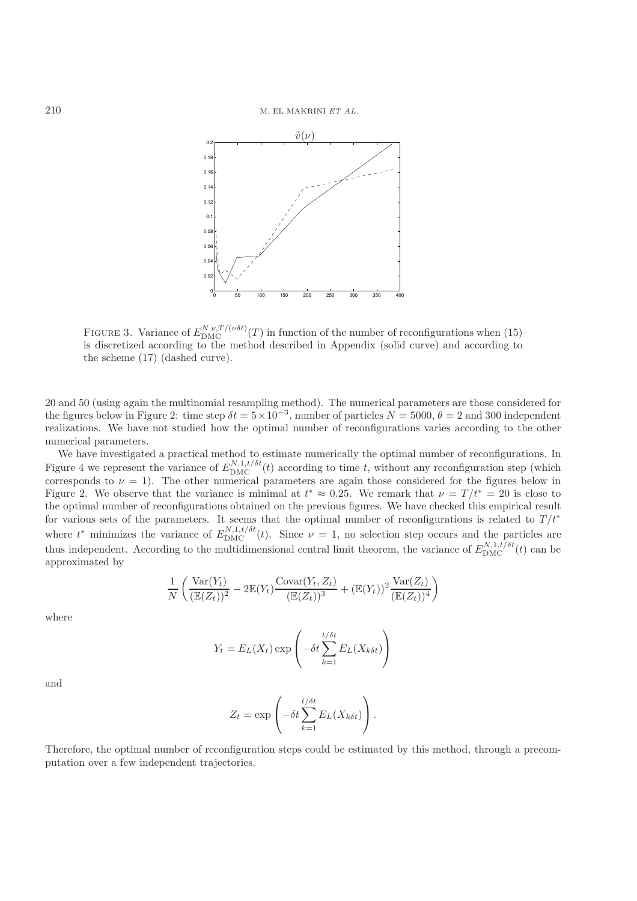FIGURE 3. Variance of $E_{\mathrm{DMC}}^{N,\nu,T/(\nu\delta t)}(T)$ in function of the number of reconfigurations when (15) is discretized according to the method described in Appendix (solid curve) and according to the scheme (17) (dashed curve).

20 and 50 (using again the multinomial resampling method). The numerical parameters are those considered for the figures below in Figure 2: time step $\delta t = 5\times10^{-3}$, number of particles $N = 5000$, $\theta = 2$ and 300 independent realizations. We have not studied how the optimal number of reconfigurations varies according to the other numerical parameters.

We have investigated a practical method to estimate numerically the optimal number of reconfigurations. In Figure 4 we represent the variance of $E_{\mathrm{DMC}}^{N,1,t/\delta t}(t)$ according to time $t$, without any reconfiguration step (which corresponds to $\nu = 1$). The other numerical parameters are again those considered for the figures below in Figure 2. We observe that the variance is minimal at $t^* \approx 0.25$. We remark that $\nu = T/t^* = 20$ is close to the optimal number of reconfigurations obtained on the previous figures. We have checked this empirical result for various sets of the parameters. It seems that the optimal number of reconfigurations is related to $T/t^*$ where $t^*$ minimizes the variance of $E_{\mathrm{DMC}}^{N,1,t/\delta t}(t)$. Since $\nu = 1$, no selection step occurs and the particles are thus independent. According to the multidimensional central limit theorem, the variance of $E_{\mathrm{DMC}}^{N,1,t/\delta t}(t)$ can be approximated by

$$\frac{1}{N}\left(\frac{\mathrm{Var}(Y_t)}{(\mathbb{E}(Z_t))^2} - 2\mathbb{E}(Y_t)\frac{\mathrm{Covar}(Y_t,Z_t)}{(\mathbb{E}(Z_t))^3} + (\mathbb{E}(Y_t))^2\frac{\mathrm{Var}(Z_t)}{(\mathbb{E}(Z_t))^4}\right)$$

where

$$Y_t = E_L(X_t)\exp\left(-\delta t\sum_{k=1}^{t/\delta t}E_L(X_{k\delta t})\right)$$

and

$$Z_t = \exp\left(-\delta t\sum_{k=1}^{t/\delta t}E_L(X_{k\delta t})\right).$$

Therefore, the optimal number of reconfiguration steps could be estimated by this method, through a precomputation over a few independent trajectories.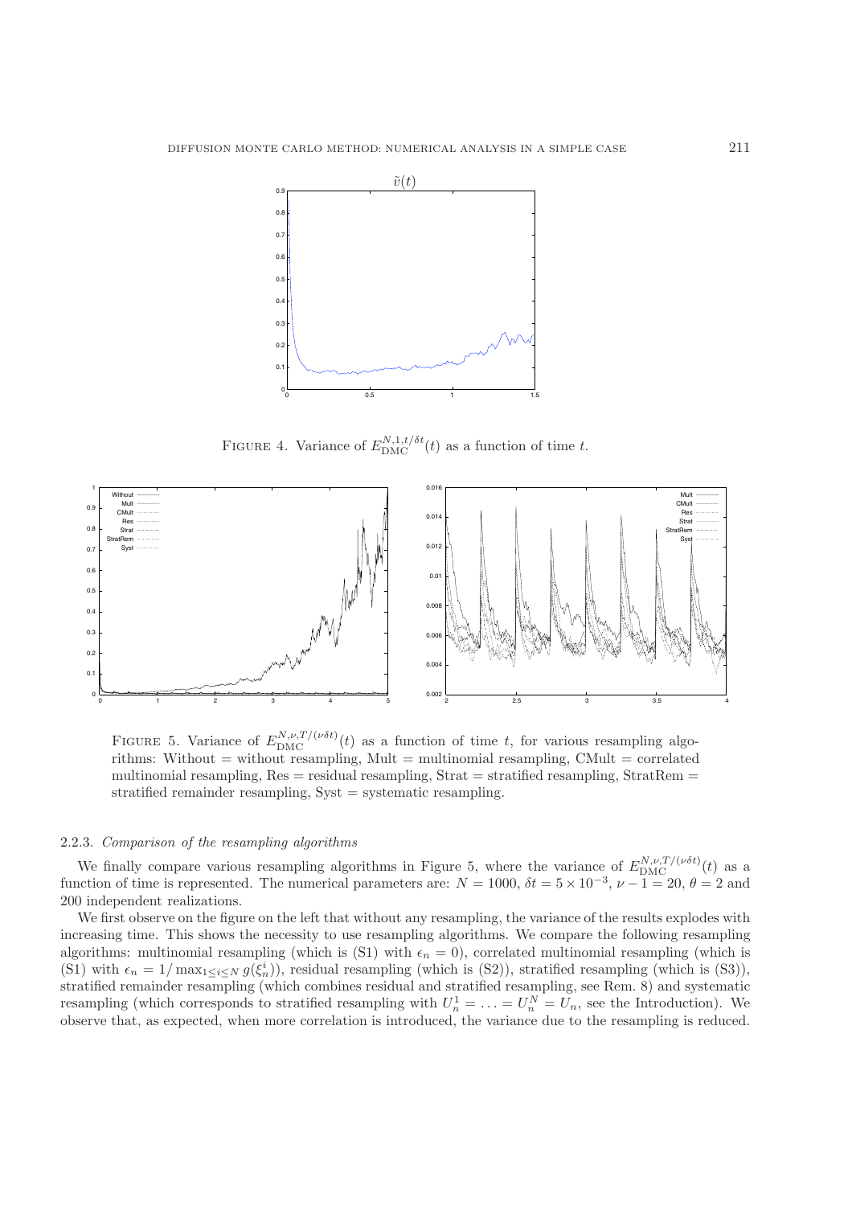FIGURE 4. Variance of $E_{\rm DMC}^{N,1,t/\delta t}(t)$ as a function of time $t$.

FIGURE 5. Variance of $E_{\rm DMC}^{N,\nu,T/(\nu\delta t)}(t)$ as a function of time $t$, for various resampling algorithms: Without = without resampling, Mult = multinomial resampling, CMult = correlated multinomial resampling, Res = residual resampling, Strat = stratified resampling, StratRem = stratified remainder resampling, Syst = systematic resampling.

#### 2.2.3. *Comparison of the resampling algorithms*

We finally compare various resampling algorithms in Figure 5, where the variance of $E_{\rm DMC}^{N,\nu,T/(\nu\delta t)}(t)$ as a function of time is represented. The numerical parameters are: $N = 1000$, $\delta t = 5 \times 10^{-3}$, $\nu - 1 = 20$, $\theta = 2$ and 200 independent realizations.

We first observe on the figure on the left that without any resampling, the variance of the results explodes with increasing time. This shows the necessity to use resampling algorithms. We compare the following resampling algorithms: multinomial resampling (which is (S1) with $\epsilon_n = 0$), correlated multinomial resampling (which is (S1) with $\epsilon_n = 1/\max_{1\leq i\leq N} g(\xi_n^i)$), residual resampling (which is (S2)), stratified resampling (which is (S3)), stratified remainder resampling (which combines residual and stratified resampling, see Rem. 8) and systematic resampling (which corresponds to stratified resampling with $U_n^1 = \ldots = U_n^N = U_n$, see the Introduction). We observe that, as expected, when more correlation is introduced, the variance due to the resampling is reduced.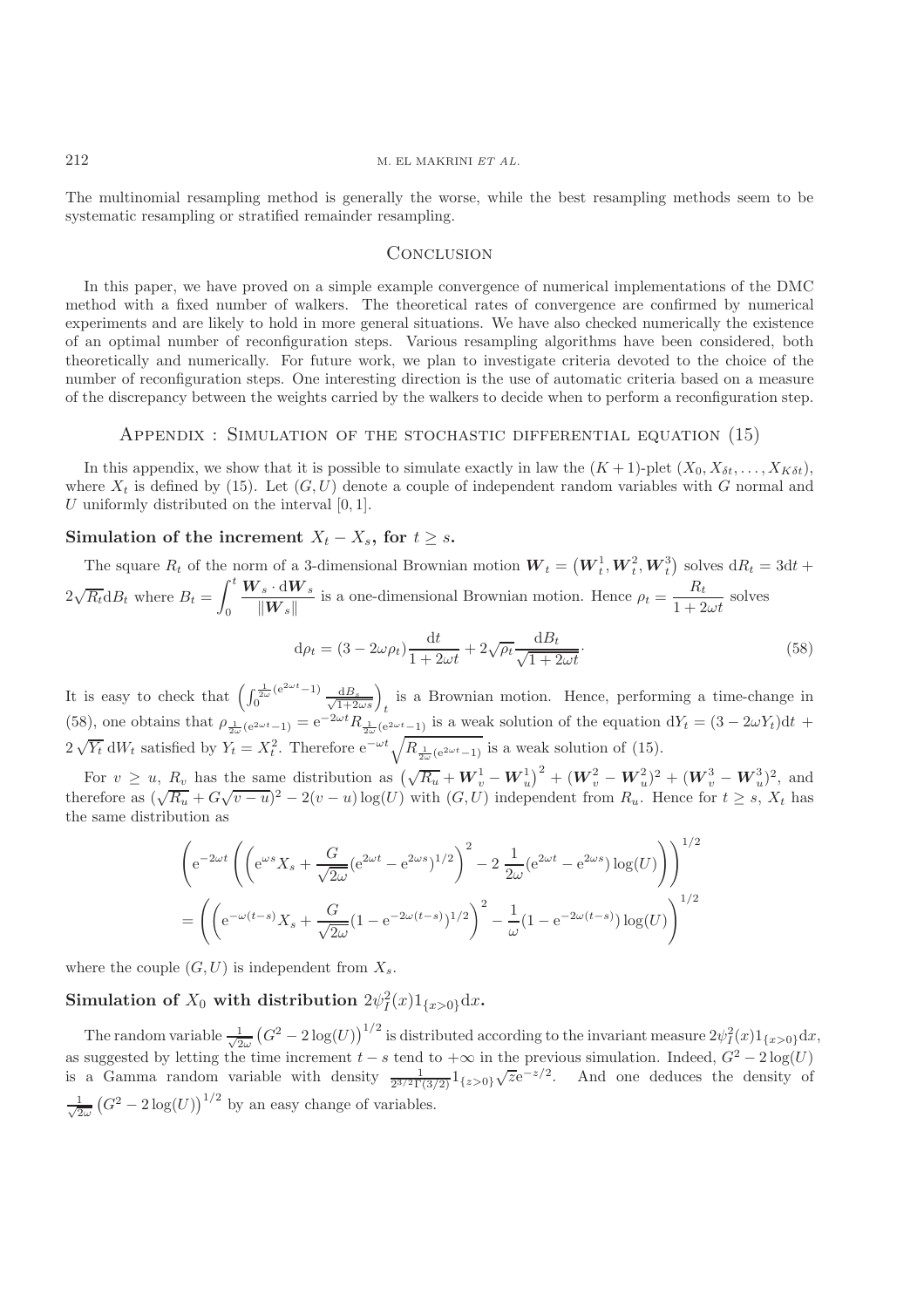The multinomial resampling method is generally the worse, while the best resampling methods seem to be systematic resampling or stratified remainder resampling.

## Conclusion

In this paper, we have proved on a simple example convergence of numerical implementations of the DMC method with a fixed number of walkers. The theoretical rates of convergence are confirmed by numerical experiments and are likely to hold in more general situations. We have also checked numerically the existence of an optimal number of reconfiguration steps. Various resampling algorithms have been considered, both theoretically and numerically. For future work, we plan to investigate criteria devoted to the choice of the number of reconfiguration steps. One interesting direction is the use of automatic criteria based on a measure of the discrepancy between the weights carried by the walkers to decide when to perform a reconfiguration step.

## Appendix : Simulation of the stochastic differential equation (15)

In this appendix, we show that it is possible to simulate exactly in law the $(K+1)$-plet $(X_0, X_{\delta t}, \ldots, X_{K\delta t})$, where $X_t$ is defined by (15). Let $(G, U)$ denote a couple of independent random variables with $G$ normal and $U$ uniformly distributed on the interval $[0, 1]$.

### Simulation of the increment $X_t - X_s$, for $t \geq s$.

The square $R_t$ of the norm of a 3-dimensional Brownian motion $\boldsymbol{W}_t = \left(\boldsymbol{W}_t^1, \boldsymbol{W}_t^2, \boldsymbol{W}_t^3\right)$ solves $\mathrm{d}R_t = 3\mathrm{d}t + 2\sqrt{R_t}\mathrm{d}B_t$ where $B_t = \displaystyle\int_0^t \frac{\boldsymbol{W}_s \cdot \mathrm{d}\boldsymbol{W}_s}{\|\boldsymbol{W}_s\|}$ is a one-dimensional Brownian motion. Hence $\rho_t = \dfrac{R_t}{1+2\omega t}$ solves

$$\mathrm{d}\rho_t = (3 - 2\omega\rho_t)\frac{\mathrm{d}t}{1+2\omega t} + 2\sqrt{\rho_t}\frac{\mathrm{d}B_t}{\sqrt{1+2\omega t}}. \tag{58}$$

It is easy to check that $\left(\int_0^{\frac{1}{2\omega}(\mathrm{e}^{2\omega t}-1)} \frac{\mathrm{d}B_s}{\sqrt{1+2\omega s}}\right)_t$ is a Brownian motion. Hence, performing a time-change in (58), one obtains that $\rho_{\frac{1}{2\omega}(\mathrm{e}^{2\omega t}-1)} = \mathrm{e}^{-2\omega t} R_{\frac{1}{2\omega}(\mathrm{e}^{2\omega t}-1)}$ is a weak solution of the equation $\mathrm{d}Y_t = (3 - 2\omega Y_t)\mathrm{d}t + 2\sqrt{Y_t}\,\mathrm{d}W_t$ satisfied by $Y_t = X_t^2$. Therefore $\mathrm{e}^{-\omega t}\sqrt{R_{\frac{1}{2\omega}(\mathrm{e}^{2\omega t}-1)}}$ is a weak solution of (15).

For $v \geq u$, $R_v$ has the same distribution as $\left(\sqrt{R_u} + \boldsymbol{W}_v^1 - \boldsymbol{W}_u^1\right)^2 + (\boldsymbol{W}_v^2 - \boldsymbol{W}_u^2)^2 + (\boldsymbol{W}_v^3 - \boldsymbol{W}_u^3)^2$, and therefore as $(\sqrt{R_u} + G\sqrt{v-u})^2 - 2(v-u)\log(U)$ with $(G, U)$ independent from $R_u$. Hence for $t \geq s$, $X_t$ has the same distribution as

$$\begin{aligned}
&\left(\mathrm{e}^{-2\omega t}\left(\left(\mathrm{e}^{\omega s}X_s + \frac{G}{\sqrt{2\omega}}(\mathrm{e}^{2\omega t} - \mathrm{e}^{2\omega s})^{1/2}\right)^2 - 2\,\frac{1}{2\omega}(\mathrm{e}^{2\omega t} - \mathrm{e}^{2\omega s})\log(U)\right)\right)^{1/2} \\
&= \left(\left(\mathrm{e}^{-\omega(t-s)}X_s + \frac{G}{\sqrt{2\omega}}(1 - \mathrm{e}^{-2\omega(t-s)})^{1/2}\right)^2 - \frac{1}{\omega}(1 - \mathrm{e}^{-2\omega(t-s)})\log(U)\right)^{1/2}
\end{aligned}$$

where the couple $(G, U)$ is independent from $X_s$.

### Simulation of $X_0$ with distribution $2\psi_I^2(x)1_{\{x>0\}}\mathrm{d}x$.

The random variable $\frac{1}{\sqrt{2\omega}}\left(G^2 - 2\log(U)\right)^{1/2}$ is distributed according to the invariant measure $2\psi_I^2(x)1_{\{x>0\}}\mathrm{d}x$, as suggested by letting the time increment $t - s$ tend to $+\infty$ in the previous simulation. Indeed, $G^2 - 2\log(U)$ is a Gamma random variable with density $\frac{1}{2^{3/2}\Gamma(3/2)}1_{\{z>0\}}\sqrt{z}\mathrm{e}^{-z/2}$. And one deduces the density of $\frac{1}{\sqrt{2\omega}}\left(G^2 - 2\log(U)\right)^{1/2}$ by an easy change of variables.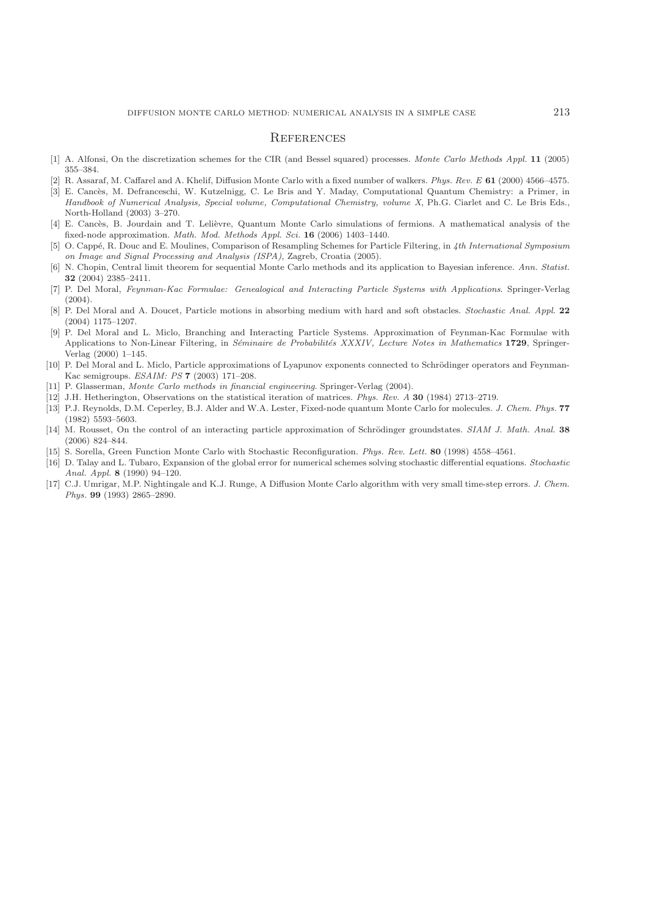## References

[1] A. Alfonsi, On the discretization schemes for the CIR (and Bessel squared) processes. *Monte Carlo Methods Appl.* **11** (2005) 355–384.

[2] R. Assaraf, M. Caffarel and A. Khelif, Diffusion Monte Carlo with a fixed number of walkers. *Phys. Rev. E* **61** (2000) 4566–4575.

[3] E. Cancès, M. Defranceschi, W. Kutzelnigg, C. Le Bris and Y. Maday, Computational Quantum Chemistry: a Primer, in *Handbook of Numerical Analysis, Special volume, Computational Chemistry, volume X*, Ph.G. Ciarlet and C. Le Bris Eds., North-Holland (2003) 3–270.

[4] E. Cancès, B. Jourdain and T. Lelièvre, Quantum Monte Carlo simulations of fermions. A mathematical analysis of the fixed-node approximation. *Math. Mod. Methods Appl. Sci.* **16** (2006) 1403–1440.

[5] O. Cappé, R. Douc and E. Moulines, Comparison of Resampling Schemes for Particle Filtering, in *4th International Symposium on Image and Signal Processing and Analysis (ISPA)*, Zagreb, Croatia (2005).

[6] N. Chopin, Central limit theorem for sequential Monte Carlo methods and its application to Bayesian inference. *Ann. Statist.* **32** (2004) 2385–2411.

[7] P. Del Moral, *Feynman-Kac Formulae: Genealogical and Interacting Particle Systems with Applications*. Springer-Verlag (2004).

[8] P. Del Moral and A. Doucet, Particle motions in absorbing medium with hard and soft obstacles. *Stochastic Anal. Appl.* **22** (2004) 1175–1207.

[9] P. Del Moral and L. Miclo, Branching and Interacting Particle Systems. Approximation of Feynman-Kac Formulae with Applications to Non-Linear Filtering, in *Séminaire de Probabilités XXXIV, Lecture Notes in Mathematics* **1729**, Springer-Verlag (2000) 1–145.

[10] P. Del Moral and L. Miclo, Particle approximations of Lyapunov exponents connected to Schrödinger operators and Feynman-Kac semigroups. *ESAIM: PS* **7** (2003) 171–208.

[11] P. Glasserman, *Monte Carlo methods in financial engineering*. Springer-Verlag (2004).

[12] J.H. Hetherington, Observations on the statistical iteration of matrices. *Phys. Rev. A* **30** (1984) 2713–2719.

[13] P.J. Reynolds, D.M. Ceperley, B.J. Alder and W.A. Lester, Fixed-node quantum Monte Carlo for molecules. *J. Chem. Phys.* **77** (1982) 5593–5603.

[14] M. Rousset, On the control of an interacting particle approximation of Schrödinger groundstates. *SIAM J. Math. Anal.* **38** (2006) 824–844.

[15] S. Sorella, Green Function Monte Carlo with Stochastic Reconfiguration. *Phys. Rev. Lett.* **80** (1998) 4558–4561.

[16] D. Talay and L. Tubaro, Expansion of the global error for numerical schemes solving stochastic differential equations. *Stochastic Anal. Appl.* **8** (1990) 94–120.

[17] C.J. Umrigar, M.P. Nightingale and K.J. Runge, A Diffusion Monte Carlo algorithm with very small time-step errors. *J. Chem. Phys.* **99** (1993) 2865–2890.